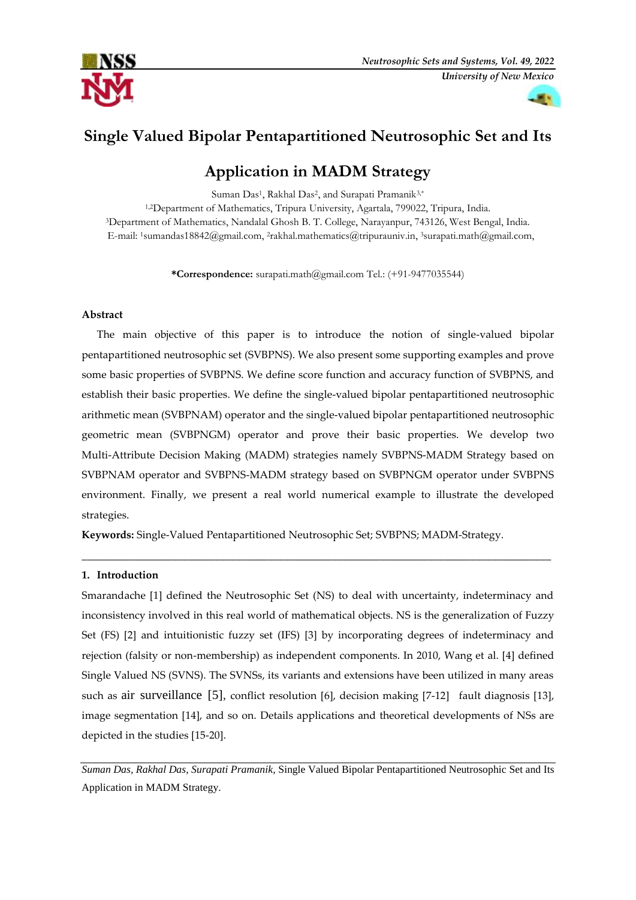# Single Valued Bipolar Pentapartitioned Neutrosophic Set and Its Application in MADM Strategy

Suman Das[1], Rakhal Das[2], and Surapati Pramanik[3,*]

[1,2]Department of Mathematics, Tripura University, Agartala, 799022, Tripura, India.

[3]Department of Mathematics, Nandalal Ghosh B. T. College, Narayanpur, 743126, West Bengal, India.

E-mail: [1]sumandas18842@gmail.com, [2]rakhal.mathematics@tripurauniv.in, [3]surapati.math@gmail.com,

**\*Correspondence:** surapati.math@gmail.com Tel.: (+91-9477035544)

**Abstract**

The main objective of this paper is to introduce the notion of single-valued bipolar pentapartitioned neutrosophic set (SVBPNS). We also present some supporting examples and prove some basic properties of SVBPNS. We define score function and accuracy function of SVBPNS, and establish their basic properties. We define the single-valued bipolar pentapartitioned neutrosophic arithmetic mean (SVBPNAM) operator and the single-valued bipolar pentapartitioned neutrosophic geometric mean (SVBPNGM) operator and prove their basic properties. We develop two Multi-Attribute Decision Making (MADM) strategies namely SVBPNS-MADM Strategy based on SVBPNAM operator and SVBPNS-MADM strategy based on SVBPNGM operator under SVBPNS environment. Finally, we present a real world numerical example to illustrate the developed strategies.

**Keywords:** Single-Valued Pentapartitioned Neutrosophic Set; SVBPNS; MADM-Strategy.

---

## 1. Introduction

Smarandache [1] defined the Neutrosophic Set (NS) to deal with uncertainty, indeterminacy and inconsistency involved in this real world of mathematical objects. NS is the generalization of Fuzzy Set (FS) [2] and intuitionistic fuzzy set (IFS) [3] by incorporating degrees of indeterminacy and rejection (falsity or non-membership) as independent components. In 2010, Wang et al. [4] defined Single Valued NS (SVNS). The SVNSs, its variants and extensions have been utilized in many areas such as air surveillance [5], conflict resolution [6], decision making [7-12] fault diagnosis [13], image segmentation [14], and so on. Details applications and theoretical developments of NSs are depicted in the studies [15-20].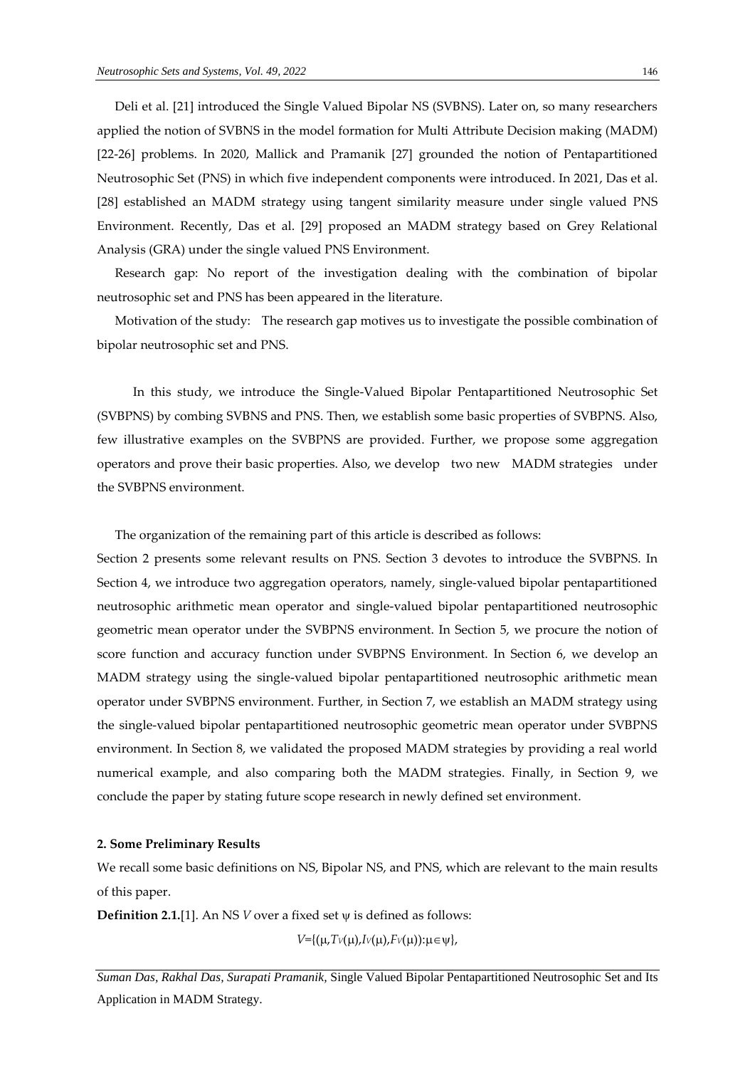Deli et al. [21] introduced the Single Valued Bipolar NS (SVBNS). Later on, so many researchers applied the notion of SVBNS in the model formation for Multi Attribute Decision making (MADM) [22-26] problems. In 2020, Mallick and Pramanik [27] grounded the notion of Pentapartitioned Neutrosophic Set (PNS) in which five independent components were introduced. In 2021, Das et al. [28] established an MADM strategy using tangent similarity measure under single valued PNS Environment. Recently, Das et al. [29] proposed an MADM strategy based on Grey Relational Analysis (GRA) under the single valued PNS Environment.

Research gap: No report of the investigation dealing with the combination of bipolar neutrosophic set and PNS has been appeared in the literature.

Motivation of the study: The research gap motives us to investigate the possible combination of bipolar neutrosophic set and PNS.

In this study, we introduce the Single-Valued Bipolar Pentapartitioned Neutrosophic Set (SVBPNS) by combing SVBNS and PNS. Then, we establish some basic properties of SVBPNS. Also, few illustrative examples on the SVBPNS are provided. Further, we propose some aggregation operators and prove their basic properties. Also, we develop two new MADM strategies under the SVBPNS environment.

The organization of the remaining part of this article is described as follows:

Section 2 presents some relevant results on PNS. Section 3 devotes to introduce the SVBPNS. In Section 4, we introduce two aggregation operators, namely, single-valued bipolar pentapartitioned neutrosophic arithmetic mean operator and single-valued bipolar pentapartitioned neutrosophic geometric mean operator under the SVBPNS environment. In Section 5, we procure the notion of score function and accuracy function under SVBPNS Environment. In Section 6, we develop an MADM strategy using the single-valued bipolar pentapartitioned neutrosophic arithmetic mean operator under SVBPNS environment. Further, in Section 7, we establish an MADM strategy using the single-valued bipolar pentapartitioned neutrosophic geometric mean operator under SVBPNS environment. In Section 8, we validated the proposed MADM strategies by providing a real world numerical example, and also comparing both the MADM strategies. Finally, in Section 9, we conclude the paper by stating future scope research in newly defined set environment.

**2. Some Preliminary Results**

We recall some basic definitions on NS, Bipolar NS, and PNS, which are relevant to the main results of this paper.

**Definition 2.1.**[1]. An NS $V$ over a fixed set $\psi$ is defined as follows:

$$V=\{(\mu,T_V(\mu),I_V(\mu),F_V(\mu)):\mu\in\psi\},$$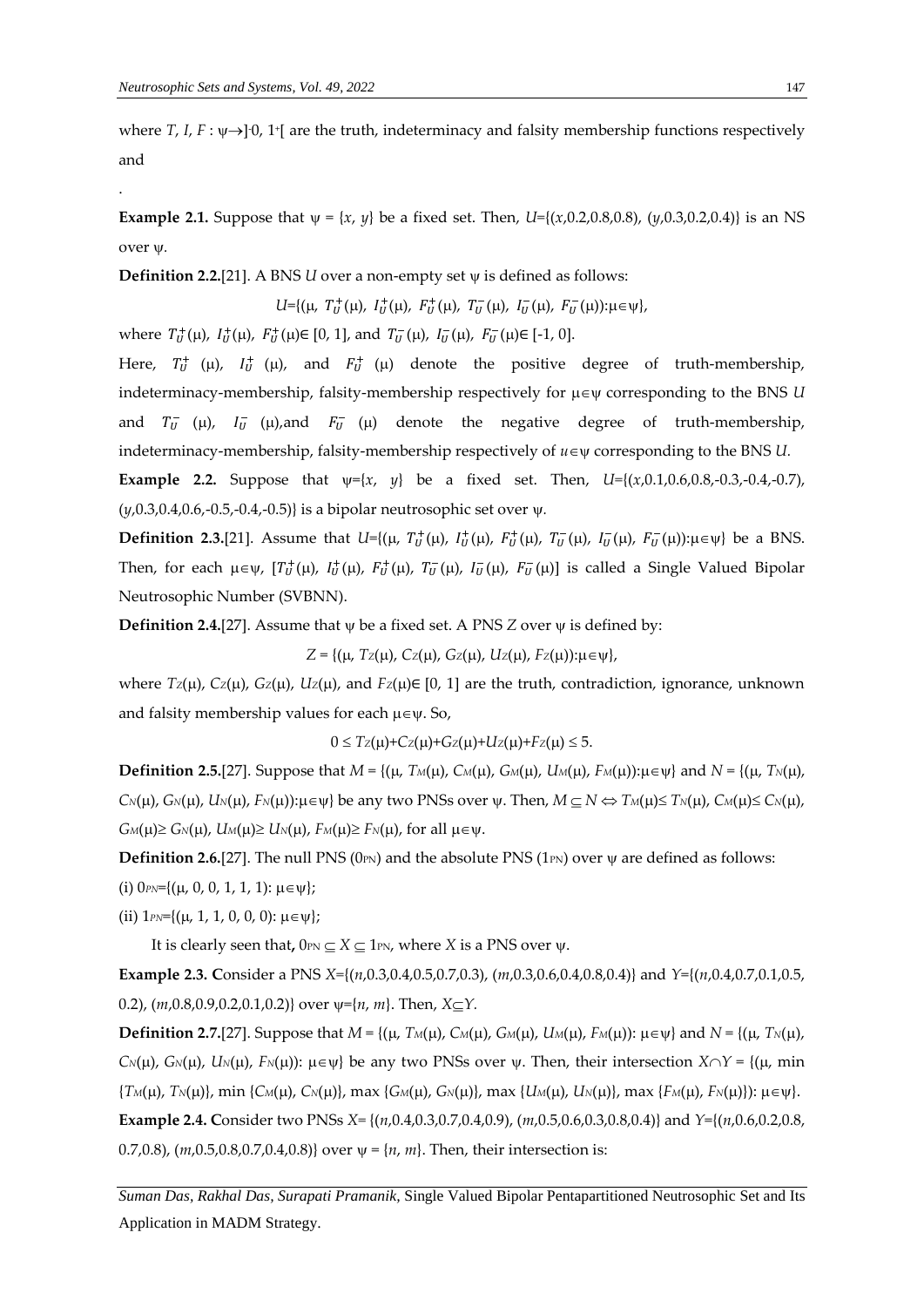where $T$, $I$, $F$ : $\psi \rightarrow ]^{-}0, 1^{+}[$ are the truth, indeterminacy and falsity membership functions respectively and

.

**Example 2.1.** Suppose that $\psi$ = {$x$, $y$} be a fixed set. Then, $U$={($x$,0.2,0.8,0.8), ($y$,0.3,0.2,0.4)} is an NS over $\psi$.

**Definition 2.2.**[21]. A BNS $U$ over a non-empty set $\psi$ is defined as follows:

$$U=\{(\mu,\ T_U^+(\mu),\ I_U^+(\mu),\ F_U^+(\mu),\ T_U^-(\mu),\ I_U^-(\mu),\ F_U^-(\mu)):\mu\in\psi\},$$

where $T_U^+(\mu)$, $I_U^+(\mu)$, $F_U^+(\mu)\in [0, 1]$, and $T_U^-(\mu)$, $I_U^-(\mu)$, $F_U^-(\mu)\in [-1, 0]$.

Here, $T_U^+$ ($\mu$), $I_U^+$ ($\mu$), and $F_U^+$ ($\mu$) denote the positive degree of truth-membership, indeterminacy-membership, falsity-membership respectively for $\mu\in\psi$ corresponding to the BNS $U$ and $T_U^-$ ($\mu$), $I_U^-$ ($\mu$),and $F_U^-$ ($\mu$) denote the negative degree of truth-membership, indeterminacy-membership, falsity-membership respectively of $u\in\psi$ corresponding to the BNS $U$.

**Example 2.2.** Suppose that $\psi$={$x$, $y$} be a fixed set. Then, $U$={($x$,0.1,0.6,0.8,-0.3,-0.4,-0.7), ($y$,0.3,0.4,0.6,-0.5,-0.4,-0.5)} is a bipolar neutrosophic set over $\psi$.

**Definition 2.3.**[21]. Assume that $U$={($\mu$, $T_U^+(\mu)$, $I_U^+(\mu)$, $F_U^+(\mu)$, $T_U^-(\mu)$, $I_U^-(\mu)$, $F_U^-(\mu)$):$\mu\in\psi$} be a BNS. Then, for each $\mu\in\psi$, [$T_U^+(\mu)$, $I_U^+(\mu)$, $F_U^+(\mu)$, $T_U^-(\mu)$, $I_U^-(\mu)$, $F_U^-(\mu)$] is called a Single Valued Bipolar Neutrosophic Number (SVBNN).

**Definition 2.4.**[27]. Assume that $\psi$ be a fixed set. A PNS $Z$ over $\psi$ is defined by:

$$Z = \{(\mu,\ T_Z(\mu),\ C_Z(\mu),\ G_Z(\mu),\ U_Z(\mu),\ F_Z(\mu)):\mu\in\psi\},$$

where $T_Z(\mu)$, $C_Z(\mu)$, $G_Z(\mu)$, $U_Z(\mu)$, and $F_Z(\mu)\in [0, 1]$ are the truth, contradiction, ignorance, unknown and falsity membership values for each $\mu\in\psi$. So,

$$0 \leq T_Z(\mu)+C_Z(\mu)+G_Z(\mu)+U_Z(\mu)+F_Z(\mu) \leq 5.$$

**Definition 2.5.**[27]. Suppose that $M$ = {($\mu$, $T_M(\mu)$, $C_M(\mu)$, $G_M(\mu)$, $U_M(\mu)$, $F_M(\mu)$):$\mu\in\psi$} and $N$ = {($\mu$, $T_N(\mu)$, $C_N(\mu)$, $G_N(\mu)$, $U_N(\mu)$, $F_N(\mu)$):$\mu\in\psi$} be any two PNSs over $\psi$. Then, $M \subseteq N \Leftrightarrow T_M(\mu)\leq T_N(\mu)$, $C_M(\mu)\leq C_N(\mu)$, $G_M(\mu)\geq G_N(\mu)$, $U_M(\mu)\geq U_N(\mu)$, $F_M(\mu)\geq F_N(\mu)$, for all $\mu\in\psi$.

**Definition 2.6.**[27]. The null PNS ($0_{PN}$) and the absolute PNS ($1_{PN}$) over $\psi$ are defined as follows:

(i) $0_{PN}$={($\mu$, 0, 0, 1, 1, 1): $\mu\in\psi$};

(ii) $1_{PN}$={($\mu$, 1, 1, 0, 0, 0): $\mu\in\psi$};

It is clearly seen that**,** $0_{PN} \subseteq X \subseteq 1_{PN}$, where $X$ is a PNS over $\psi$.

**Example 2.3. C**onsider a PNS $X$={($n$,0.3,0.4,0.5,0.7,0.3), ($m$,0.3,0.6,0.4,0.8,0.4)} and $Y$={($n$,0.4,0.7,0.1,0.5, 0.2), ($m$,0.8,0.9,0.2,0.1,0.2)} over $\psi$={$n$, $m$}. Then, $X\subseteq Y$.

**Definition 2.7.**[27]. Suppose that $M$ = {($\mu$, $T_M(\mu)$, $C_M(\mu)$, $G_M(\mu)$, $U_M(\mu)$, $F_M(\mu)$): $\mu\in\psi$} and $N$ = {($\mu$, $T_N(\mu)$, $C_N(\mu)$, $G_N(\mu)$, $U_N(\mu)$, $F_N(\mu)$): $\mu\in\psi$} be any two PNSs over $\psi$. Then, their intersection $X\cap Y$ = {($\mu$, min {$T_M(\mu)$, $T_N(\mu)$}, min {$C_M(\mu)$, $C_N(\mu)$}, max {$G_M(\mu)$, $G_N(\mu)$}, max {$U_M(\mu)$, $U_N(\mu)$}, max {$F_M(\mu)$, $F_N(\mu)$}): $\mu\in\psi$}.

**Example 2.4. C**onsider two PNSs $X$= {($n$,0.4,0.3,0.7,0.4,0.9), ($m$,0.5,0.6,0.3,0.8,0.4)} and $Y$={($n$,0.6,0.2,0.8, 0.7,0.8), ($m$,0.5,0.8,0.7,0.4,0.8)} over $\psi$ = {$n$, $m$}. Then, their intersection is: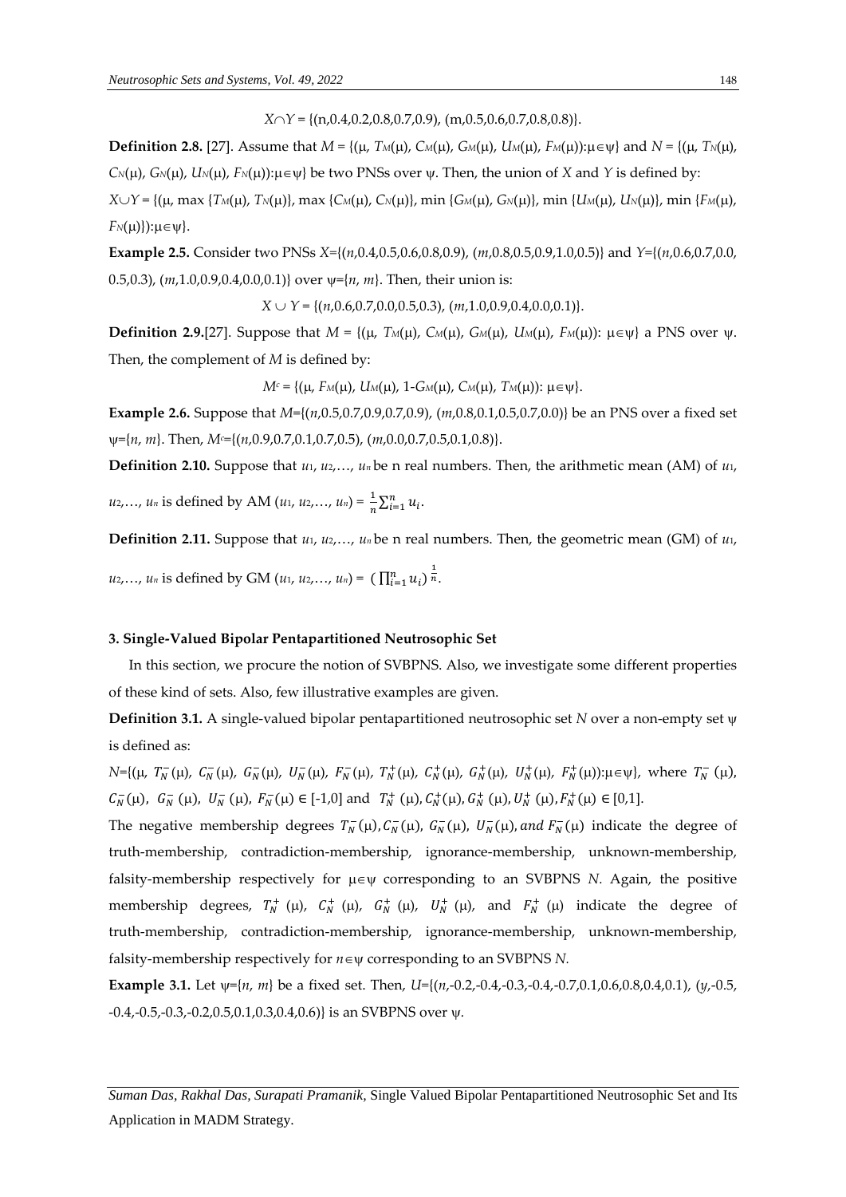$X \cap Y$ = {(n,0.4,0.2,0.8,0.7,0.9), (m,0.5,0.6,0.7,0.8,0.8)}.

**Definition 2.8.** [27]. Assume that $M$ = {(μ, $T_M$(μ), $C_M$(μ), $G_M$(μ), $U_M$(μ), $F_M$(μ)):μ∈ψ} and $N$ = {(μ, $T_N$(μ), $C_N$(μ), $G_N$(μ), $U_N$(μ), $F_N$(μ)):μ∈ψ} be two PNSs over ψ. Then, the union of $X$ and $Y$ is defined by:

$X \cup Y$ = {(μ, max {$T_M$(μ), $T_N$(μ)}, max {$C_M$(μ), $C_N$(μ)}, min {$G_M$(μ), $G_N$(μ)}, min {$U_M$(μ), $U_N$(μ)}, min {$F_M$(μ), $F_N$(μ)}):μ∈ψ}.

**Example 2.5.** Consider two PNSs $X$={($n$,0.4,0.5,0.6,0.8,0.9), ($m$,0.8,0.5,0.9,1.0,0.5)} and $Y$={($n$,0.6,0.7,0.0, 0.5,0.3), ($m$,1.0,0.9,0.4,0.0,0.1)} over ψ={$n$, $m$}. Then, their union is:

$X \cup Y$ = {($n$,0.6,0.7,0.0,0.5,0.3), ($m$,1.0,0.9,0.4,0.0,0.1)}.

**Definition 2.9.**[27]. Suppose that $M$ = {(μ, $T_M$(μ), $C_M$(μ), $G_M$(μ), $U_M$(μ), $F_M$(μ)): μ∈ψ} a PNS over ψ. Then, the complement of $M$ is defined by:

$M^c$ = {(μ, $F_M$(μ), $U_M$(μ), 1-$G_M$(μ), $C_M$(μ), $T_M$(μ)): μ∈ψ}.

**Example 2.6.** Suppose that $M$={($n$,0.5,0.7,0.9,0.7,0.9), ($m$,0.8,0.1,0.5,0.7,0.0)} be an PNS over a fixed set ψ={$n$, $m$}. Then, $M^c$={($n$,0.9,0.7,0.1,0.7,0.5), ($m$,0.0,0.7,0.5,0.1,0.8)}.

**Definition 2.10.** Suppose that $u_1$, $u_2$,…, $u_n$ be n real numbers. Then, the arithmetic mean (AM) of $u_1$, $u_2$,…, $u_n$ is defined by AM ($u_1$, $u_2$,…, $u_n$) = $\frac{1}{n}\sum_{i=1}^{n} u_i$.

**Definition 2.11.** Suppose that $u_1$, $u_2$,…, $u_n$ be n real numbers. Then, the geometric mean (GM) of $u_1$, $u_2$,…, $u_n$ is defined by GM ($u_1$, $u_2$,…, $u_n$) = $\left(\prod_{i=1}^{n} u_i\right)^{\frac{1}{n}}$.

### 3. Single-Valued Bipolar Pentapartitioned Neutrosophic Set

In this section, we procure the notion of SVBPNS. Also, we investigate some different properties of these kind of sets. Also, few illustrative examples are given.

**Definition 3.1.** A single-valued bipolar pentapartitioned neutrosophic set $N$ over a non-empty set ψ is defined as:

$N$={(μ, $T_N^-$(μ), $C_N^-$(μ), $G_N^-$(μ), $U_N^-$(μ), $F_N^-$(μ), $T_N^+$(μ), $C_N^+$(μ), $G_N^+$(μ), $U_N^+$(μ), $F_N^+$(μ)):μ∈ψ}, where $T_N^-$(μ), $C_N^-$(μ), $G_N^-$(μ), $U_N^-$(μ), $F_N^-$(μ) ∈ [-1,0] and $T_N^+$(μ), $C_N^+$(μ), $G_N^+$(μ), $U_N^+$(μ), $F_N^+$(μ) ∈ [0,1].

The negative membership degrees $T_N^-$(μ), $C_N^-$(μ), $G_N^-$(μ), $U_N^-$(μ), *and* $F_N^-$(μ) indicate the degree of truth-membership, contradiction-membership, ignorance-membership, unknown-membership, falsity-membership respectively for μ∈ψ corresponding to an SVBPNS $N$. Again, the positive membership degrees, $T_N^+$ (μ), $C_N^+$ (μ), $G_N^+$ (μ), $U_N^+$ (μ), and $F_N^+$ (μ) indicate the degree of truth-membership, contradiction-membership, ignorance-membership, unknown-membership, falsity-membership respectively for $n$∈ψ corresponding to an SVBPNS $N$.

**Example 3.1.** Let ψ={$n$, $m$} be a fixed set. Then, $U$={($n$,-0.2,-0.4,-0.3,-0.4,-0.7,0.1,0.6,0.8,0.4,0.1), ($y$,-0.5, -0.4,-0.5,-0.3,-0.2,0.5,0.1,0.3,0.4,0.6)} is an SVBPNS over ψ.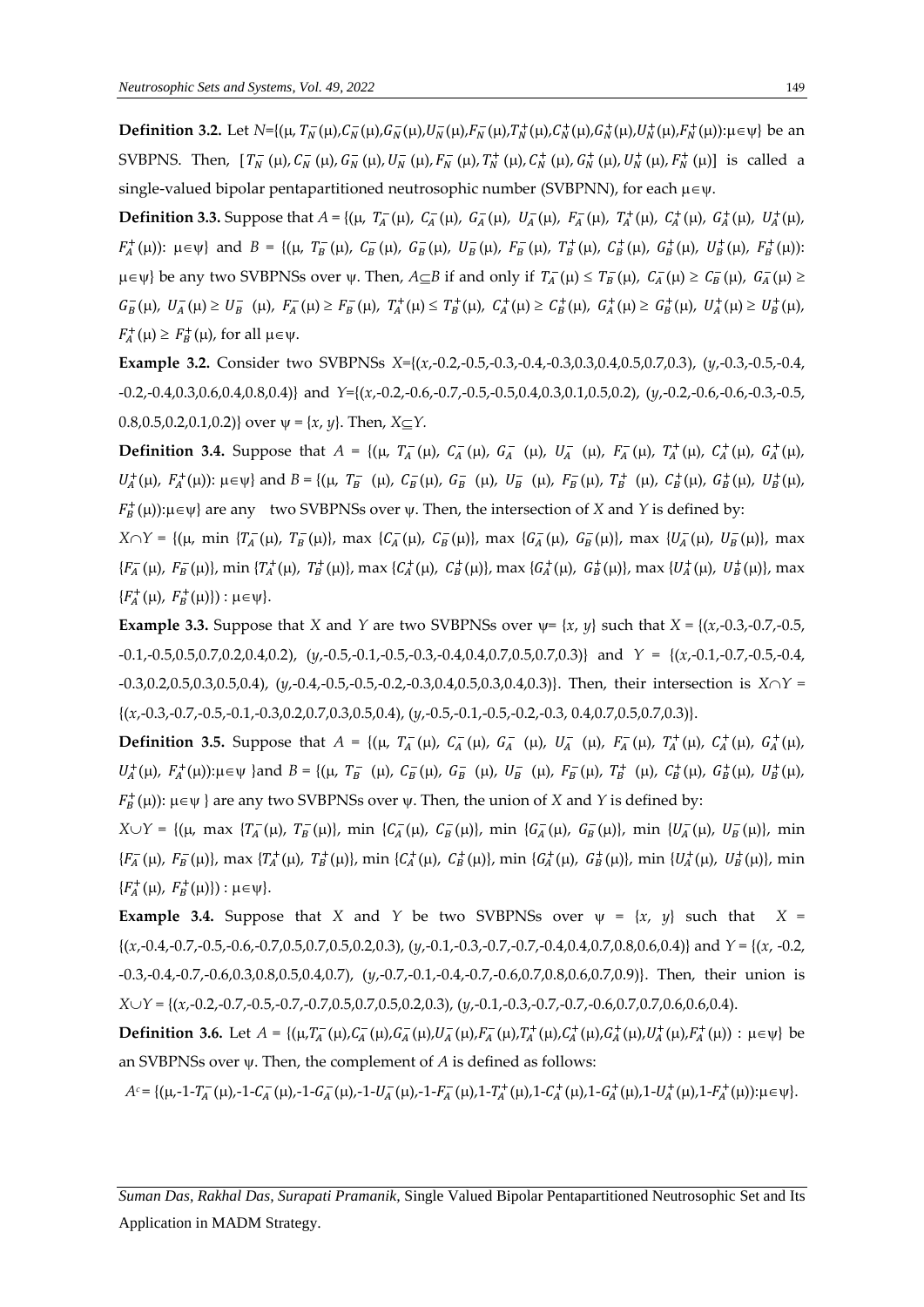**Definition 3.2.** Let $N$={(μ, $T_N^-(\mu)$,$C_N^-(\mu)$,$G_N^-(\mu)$,$U_N^-(\mu)$,$F_N^-(\mu)$,$T_N^+(\mu)$,$C_N^+(\mu)$,$G_N^+(\mu)$,$U_N^+(\mu)$,$F_N^+(\mu)$):μ∈ψ} be an SVBPNS. Then, [$T_N^-(\mu)$, $C_N^-(\mu)$, $G_N^-(\mu)$, $U_N^-(\mu)$, $F_N^-(\mu)$, $T_N^+(\mu)$, $C_N^+(\mu)$, $G_N^+(\mu)$, $U_N^+(\mu)$, $F_N^+(\mu)$] is called a single-valued bipolar pentapartitioned neutrosophic number (SVBPNN), for each μ∈ψ.

**Definition 3.3.** Suppose that $A$ = {(μ, $T_A^-(\mu)$, $C_A^-(\mu)$, $G_A^-(\mu)$, $U_A^-(\mu)$, $F_A^-(\mu)$, $T_A^+(\mu)$, $C_A^+(\mu)$, $G_A^+(\mu)$, $U_A^+(\mu)$, $F_A^+(\mu)$): μ∈ψ} and $B$ = {(μ, $T_B^-(\mu)$, $C_B^-(\mu)$, $G_B^-(\mu)$, $U_B^-(\mu)$, $F_B^-(\mu)$, $T_B^+(\mu)$, $C_B^+(\mu)$, $G_B^+(\mu)$, $U_B^+(\mu)$, $F_B^+(\mu)$): μ∈ψ} be any two SVBPNSs over ψ. Then, $A$⊆$B$ if and only if $T_A^-(\mu) \leq T_B^-(\mu)$, $C_A^-(\mu) \geq C_B^-(\mu)$, $G_A^-(\mu) \geq G_B^-(\mu)$, $U_A^-(\mu) \geq U_B^-(\mu)$, $F_A^-(\mu) \geq F_B^-(\mu)$, $T_A^+(\mu) \leq T_B^+(\mu)$, $C_A^+(\mu) \geq C_B^+(\mu)$, $G_A^+(\mu) \geq G_B^+(\mu)$, $U_A^+(\mu) \geq U_B^+(\mu)$, $F_A^+(\mu) \geq F_B^+(\mu)$, for all μ∈ψ.

**Example 3.2.** Consider two SVBPNSs $X$={($x$,-0.2,-0.5,-0.3,-0.4,-0.3,0.3,0.4,0.5,0.7,0.3), ($y$,-0.3,-0.5,-0.4,-0.2,-0.4,0.3,0.6,0.4,0.8,0.4)} and $Y$={($x$,-0.2,-0.6,-0.7,-0.5,-0.5,0.4,0.3,0.1,0.5,0.2), ($y$,-0.2,-0.6,-0.6,-0.3,-0.5, 0.8,0.5,0.2,0.1,0.2)} over ψ = {$x$, $y$}. Then, $X$⊆$Y$.

**Definition 3.4.** Suppose that $A$ = {(μ, $T_A^-(\mu)$, $C_A^-(\mu)$, $G_A^-(\mu)$, $U_A^-(\mu)$, $F_A^-(\mu)$, $T_A^+(\mu)$, $C_A^+(\mu)$, $G_A^+(\mu)$, $U_A^+(\mu)$, $F_A^+(\mu)$): μ∈ψ} and $B$ = {(μ, $T_B^-(\mu)$, $C_B^-(\mu)$, $G_B^-(\mu)$, $U_B^-(\mu)$, $F_B^-(\mu)$, $T_B^+(\mu)$, $C_B^+(\mu)$, $G_B^+(\mu)$, $U_B^+(\mu)$, $F_B^+(\mu)$):μ∈ψ} are any two SVBPNSs over ψ. Then, the intersection of $X$ and $Y$ is defined by:

$X$∩$Y$ = {(μ, min {$T_A^-(\mu)$, $T_B^-(\mu)$}, max {$C_A^-(\mu)$, $C_B^-(\mu)$}, max {$G_A^-(\mu)$, $G_B^-(\mu)$}, max {$U_A^-(\mu)$, $U_B^-(\mu)$}, max {$F_A^-(\mu)$, $F_B^-(\mu)$}, min {$T_A^+(\mu)$, $T_B^+(\mu)$}, max {$C_A^+(\mu)$, $C_B^+(\mu)$}, max {$G_A^+(\mu)$, $G_B^+(\mu)$}, max {$U_A^+(\mu)$, $U_B^+(\mu)$}, max {$F_A^+(\mu)$, $F_B^+(\mu)$}) : μ∈ψ}.

**Example 3.3.** Suppose that $X$ and $Y$ are two SVBPNSs over ψ= {$x$, $y$} such that $X$ = {($x$,-0.3,-0.7,-0.5,-0.1,-0.5,0.5,0.7,0.2,0.4,0.2), ($y$,-0.5,-0.1,-0.5,-0.3,-0.4,0.4,0.7,0.5,0.7,0.3)} and $Y$ = {($x$,-0.1,-0.7,-0.5,-0.4,-0.3,0.2,0.5,0.3,0.5,0.4), ($y$,-0.4,-0.5,-0.5,-0.2,-0.3,0.4,0.5,0.3,0.4,0.3)}. Then, their intersection is $X$∩$Y$ = {($x$,-0.3,-0.7,-0.5,-0.1,-0.3,0.2,0.7,0.3,0.5,0.4), ($y$,-0.5,-0.1,-0.5,-0.2,-0.3, 0.4,0.7,0.5,0.7,0.3)}.

**Definition 3.5.** Suppose that $A$ = {(μ, $T_A^-(\mu)$, $C_A^-(\mu)$, $G_A^-(\mu)$, $U_A^-(\mu)$, $F_A^-(\mu)$, $T_A^+(\mu)$, $C_A^+(\mu)$, $G_A^+(\mu)$, $U_A^+(\mu)$, $F_A^+(\mu)$):μ∈ψ }and $B$ = {(μ, $T_B^-(\mu)$, $C_B^-(\mu)$, $G_B^-(\mu)$, $U_B^-(\mu)$, $F_B^-(\mu)$, $T_B^+(\mu)$, $C_B^+(\mu)$, $G_B^+(\mu)$, $U_B^+(\mu)$, $F_B^+(\mu)$): μ∈ψ } are any two SVBPNSs over ψ. Then, the union of $X$ and $Y$ is defined by:

$X$∪$Y$ = {(μ, max {$T_A^-(\mu)$, $T_B^-(\mu)$}, min {$C_A^-(\mu)$, $C_B^-(\mu)$}, min {$G_A^-(\mu)$, $G_B^-(\mu)$}, min {$U_A^-(\mu)$, $U_B^-(\mu)$}, min {$F_A^-(\mu)$, $F_B^-(\mu)$}, max {$T_A^+(\mu)$, $T_B^+(\mu)$}, min {$C_A^+(\mu)$, $C_B^+(\mu)$}, min {$G_A^+(\mu)$, $G_B^+(\mu)$}, min {$U_A^+(\mu)$, $U_B^+(\mu)$}, min {$F_A^+(\mu)$, $F_B^+(\mu)$}) : μ∈ψ}.

**Example 3.4.** Suppose that $X$ and $Y$ be two SVBPNSs over ψ = {$x$, $y$} such that $X$ = {($x$,-0.4,-0.7,-0.5,-0.6,-0.7,0.5,0.7,0.5,0.2,0.3), ($y$,-0.1,-0.3,-0.7,-0.7,-0.4,0.4,0.7,0.8,0.6,0.4)} and $Y$ = {($x$, -0.2, -0.3,-0.4,-0.7,-0.6,0.3,0.8,0.5,0.4,0.7), ($y$,-0.7,-0.1,-0.4,-0.7,-0.6,0.7,0.8,0.6,0.7,0.9)}. Then, their union is $X$∪$Y$ = {($x$,-0.2,-0.7,-0.5,-0.7,-0.7,0.5,0.7,0.5,0.2,0.3), ($y$,-0.1,-0.3,-0.7,-0.7,-0.6,0.7,0.7,0.6,0.6,0.4).

**Definition 3.6.** Let $A$ = {(μ,$T_A^-(\mu)$,$C_A^-(\mu)$,$G_A^-(\mu)$,$U_A^-(\mu)$,$F_A^-(\mu)$,$T_A^+(\mu)$,$C_A^+(\mu)$,$G_A^+(\mu)$,$U_A^+(\mu)$,$F_A^+(\mu)$) : μ∈ψ} be an SVBPNSs over ψ. Then, the complement of $A$ is defined as follows:

$A^c$ = {(μ,-1-$T_A^-(\mu)$,-1-$C_A^-(\mu)$,-1-$G_A^-(\mu)$,-1-$U_A^-(\mu)$,-1-$F_A^-(\mu)$,1-$T_A^+(\mu)$,1-$C_A^+(\mu)$,1-$G_A^+(\mu)$,1-$U_A^+(\mu)$,1-$F_A^+(\mu)$):μ∈ψ}.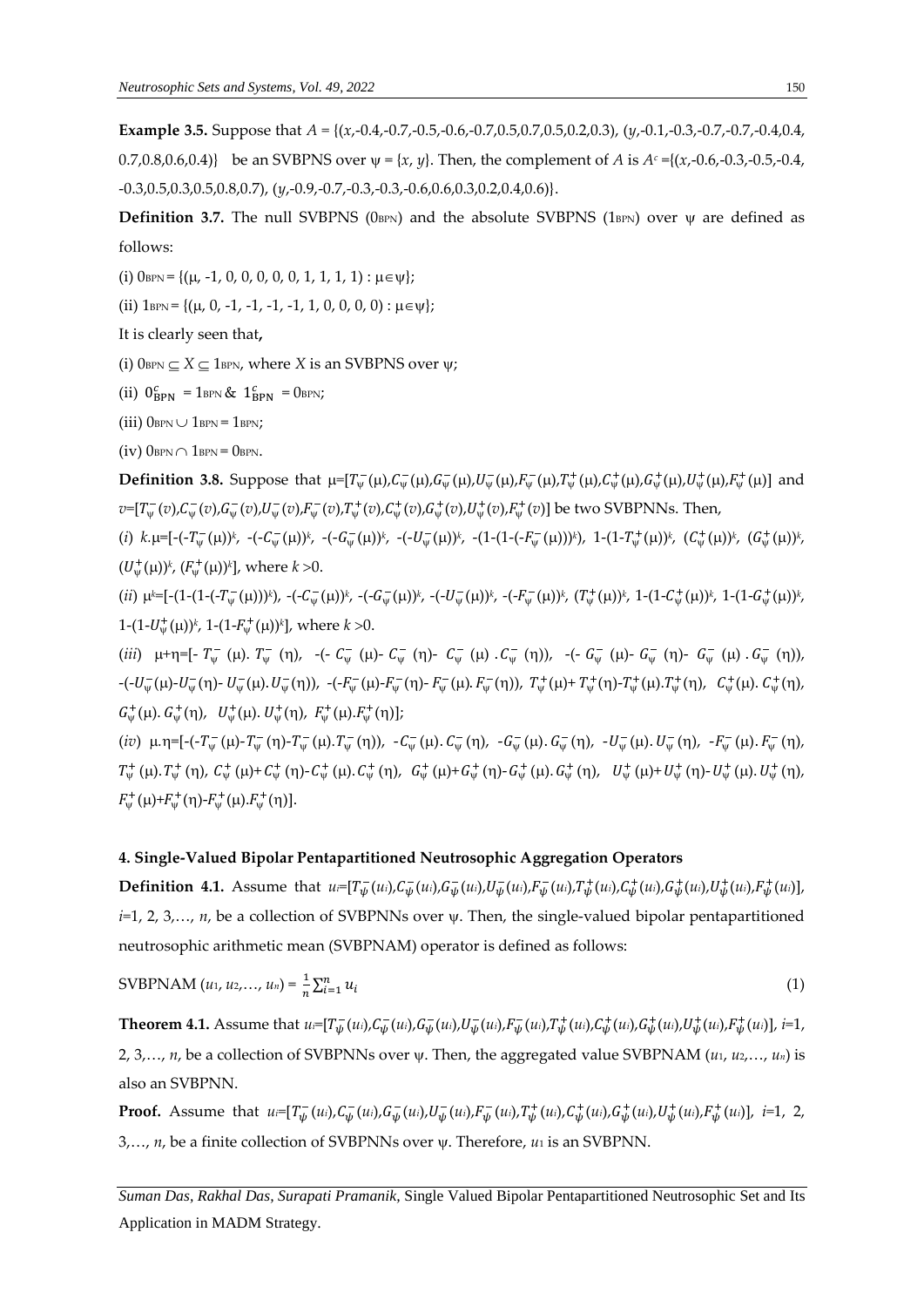**Example 3.5.** Suppose that $A$ = {($x$,-0.4,-0.7,-0.5,-0.6,-0.7,0.5,0.7,0.5,0.2,0.3), ($y$,-0.1,-0.3,-0.7,-0.7,-0.4,0.4, 0.7,0.8,0.6,0.4)} be an SVBPNS over ψ = {$x$, $y$}. Then, the complement of $A$ is $A^c$ ={($x$,-0.6,-0.3,-0.5,-0.4, -0.3,0.5,0.3,0.5,0.8,0.7), ($y$,-0.9,-0.7,-0.3,-0.3,-0.6,0.6,0.3,0.2,0.4,0.6)}.

**Definition 3.7.** The null SVBPNS ($0_{BPN}$) and the absolute SVBPNS ($1_{BPN}$) over ψ are defined as follows:

(i) $0_{BPN}$ = {(μ, -1, 0, 0, 0, 0, 0, 1, 1, 1, 1) : μ∈ψ};

(ii) $1_{BPN}$ = {(μ, 0, -1, -1, -1, -1, 1, 0, 0, 0, 0) : μ∈ψ};

It is clearly seen that**,**

(i) $0_{BPN} \subseteq X \subseteq 1_{BPN}$, where $X$ is an SVBPNS over ψ;

(ii) $0_{BPN}^c = 1_{BPN}$ & $1_{BPN}^c = 0_{BPN}$;

(iii) $0_{BPN} \cup 1_{BPN} = 1_{BPN}$;

(iv) $0_{BPN} \cap 1_{BPN} = 0_{BPN}$.

**Definition 3.8.** Suppose that μ=[$T_\psi^-(\mu)$,$C_\psi^-(\mu)$,$G_\psi^-(\mu)$,$U_\psi^-(\mu)$,$F_\psi^-(\mu)$,$T_\psi^+(\mu)$,$C_\psi^+(\mu)$,$G_\psi^+(\mu)$,$U_\psi^+(\mu)$,$F_\psi^+(\mu)$] and $v$=[$T_\psi^-(v)$,$C_\psi^-(v)$,$G_\psi^-(v)$,$U_\psi^-(v)$,$F_\psi^-(v)$,$T_\psi^+(v)$,$C_\psi^+(v)$,$G_\psi^+(v)$,$U_\psi^+(v)$,$F_\psi^+(v)$] be two SVBPNNs. Then,

(*i*) $k$.μ=[$-(-T_\psi^-(\mu))^k$, $-(-C_\psi^-(\mu))^k$, $-(-G_\psi^-(\mu))^k$, $-(-U_\psi^-(\mu))^k$, $-(1-(1-(-F_\psi^-(\mu)))^k)$, $1-(1-T_\psi^+(\mu))^k$, $(C_\psi^+(\mu))^k$, $(G_\psi^+(\mu))^k$, $(U_\psi^+(\mu))^k$, $(F_\psi^+(\mu))^k$], where $k>0$.

(*ii*) $\mu^k$=[$-(1-(1-(-T_\psi^-(\mu)))^k)$, $-(-C_\psi^-(\mu))^k$, $-(-G_\psi^-(\mu))^k$, $-(-U_\psi^-(\mu))^k$, $-(-F_\psi^-(\mu))^k$, $(T_\psi^+(\mu))^k$, $1-(1-C_\psi^+(\mu))^k$, $1-(1-G_\psi^+(\mu))^k$, $1-(1-U_\psi^+(\mu))^k$, $1-(1-F_\psi^+(\mu))^k$], where $k>0$.

(*iii*) μ+η=[$-T_\psi^-(\mu).T_\psi^-(\eta)$, $-(-C_\psi^-(\mu)-C_\psi^-(\eta)-C_\psi^-(\mu).C_\psi^-(\eta))$, $-(-G_\psi^-(\mu)-G_\psi^-(\eta)-G_\psi^-(\mu).G_\psi^-(\eta))$, $-(-U_\psi^-(\mu)-U_\psi^-(\eta)-U_\psi^-(\mu).U_\psi^-(\eta))$, $-(-F_\psi^-(\mu)-F_\psi^-(\eta)-F_\psi^-(\mu).F_\psi^-(\eta))$, $T_\psi^+(\mu)+T_\psi^+(\eta)-T_\psi^+(\mu).T_\psi^+(\eta)$, $C_\psi^+(\mu).C_\psi^+(\eta)$, $G_\psi^+(\mu).G_\psi^+(\eta)$, $U_\psi^+(\mu).U_\psi^+(\eta)$, $F_\psi^+(\mu).F_\psi^+(\eta)$];

(*iv*) μ.η=[$-(-T_\psi^-(\mu)-T_\psi^-(\eta)-T_\psi^-(\mu).T_\psi^-(\eta))$, $-C_\psi^-(\mu).C_\psi^-(\eta)$, $-G_\psi^-(\mu).G_\psi^-(\eta)$, $-U_\psi^-(\mu).U_\psi^-(\eta)$, $-F_\psi^-(\mu).F_\psi^-(\eta)$, $T_\psi^+(\mu).T_\psi^+(\eta)$, $C_\psi^+(\mu)+C_\psi^+(\eta)-C_\psi^+(\mu).C_\psi^+(\eta)$, $G_\psi^+(\mu)+G_\psi^+(\eta)-G_\psi^+(\mu).G_\psi^+(\eta)$, $U_\psi^+(\mu)+U_\psi^+(\eta)-U_\psi^+(\mu).U_\psi^+(\eta)$, $F_\psi^+(\mu)+F_\psi^+(\eta)-F_\psi^+(\mu).F_\psi^+(\eta)$].

#### 4. Single-Valued Bipolar Pentapartitioned Neutrosophic Aggregation Operators

**Definition 4.1.** Assume that $u_i$=[$T_\psi^-(u_i)$,$C_\psi^-(u_i)$,$G_\psi^-(u_i)$,$U_\psi^-(u_i)$,$F_\psi^-(u_i)$,$T_\psi^+(u_i)$,$C_\psi^+(u_i)$,$G_\psi^+(u_i)$,$U_\psi^+(u_i)$,$F_\psi^+(u_i)$], $i$=1, 2, 3,…, $n$, be a collection of SVBPNNs over ψ. Then, the single-valued bipolar pentapartitioned neutrosophic arithmetic mean (SVBPNAM) operator is defined as follows:

$$\text{SVBPNAM}(u_1, u_2,\ldots, u_n) = \frac{1}{n}\sum_{i=1}^{n} u_i \tag{1}$$

**Theorem 4.1.** Assume that $u_i$=[$T_\psi^-(u_i)$,$C_\psi^-(u_i)$,$G_\psi^-(u_i)$,$U_\psi^-(u_i)$,$F_\psi^-(u_i)$,$T_\psi^+(u_i)$,$C_\psi^+(u_i)$,$G_\psi^+(u_i)$,$U_\psi^+(u_i)$,$F_\psi^+(u_i)$], $i$=1, 2, 3,…, $n$, be a collection of SVBPNNs over ψ. Then, the aggregated value SVBPNAM ($u_1$, $u_2$,…, $u_n$) is also an SVBPNN.

**Proof.** Assume that $u_i$=[$T_\psi^-(u_i)$,$C_\psi^-(u_i)$,$G_\psi^-(u_i)$,$U_\psi^-(u_i)$,$F_\psi^-(u_i)$,$T_\psi^+(u_i)$,$C_\psi^+(u_i)$,$G_\psi^+(u_i)$,$U_\psi^+(u_i)$,$F_\psi^+(u_i)$], $i$=1, 2, 3,…, $n$, be a finite collection of SVBPNNs over ψ. Therefore, $u_1$ is an SVBPNN.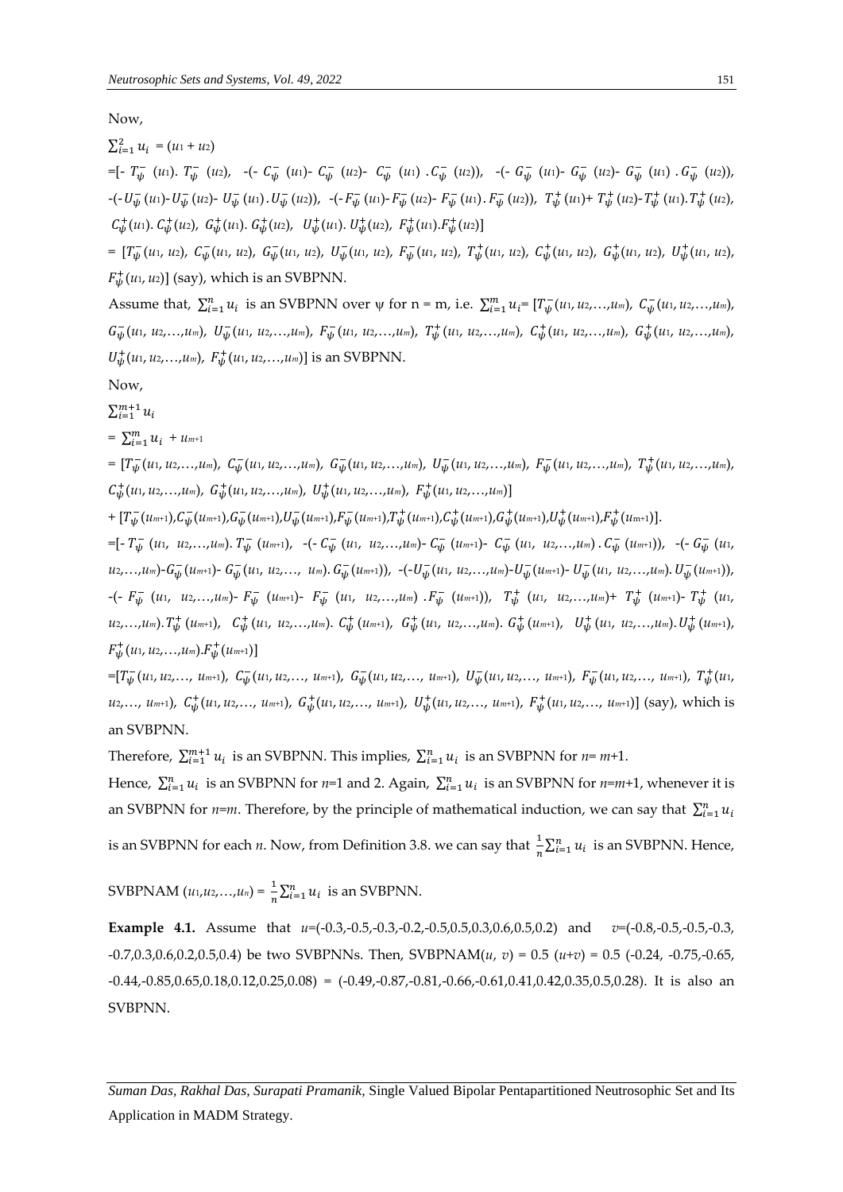Now,

$\sum_{i=1}^{2} u_i = (u_1 + u_2)$

$=[- T_{\psi}^{-}(u_1). T_{\psi}^{-}(u_2),\ -(- C_{\psi}^{-}(u_1)- C_{\psi}^{-}(u_2)- C_{\psi}^{-}(u_1).C_{\psi}^{-}(u_2)),\ -(- G_{\psi}^{-}(u_1)- G_{\psi}^{-}(u_2)- G_{\psi}^{-}(u_1).G_{\psi}^{-}(u_2)),$ $-(-U_{\psi}^{-}(u_1)-U_{\psi}^{-}(u_2)- U_{\psi}^{-}(u_1).U_{\psi}^{-}(u_2)),\ -(-F_{\psi}^{-}(u_1)-F_{\psi}^{-}(u_2)- F_{\psi}^{-}(u_1).F_{\psi}^{-}(u_2)),\ T_{\psi}^{+}(u_1)+ T_{\psi}^{+}(u_2)-T_{\psi}^{+}(u_1).T_{\psi}^{+}(u_2),$ $C_{\psi}^{+}(u_1). C_{\psi}^{+}(u_2),\ G_{\psi}^{+}(u_1). G_{\psi}^{+}(u_2),\ U_{\psi}^{+}(u_1). U_{\psi}^{+}(u_2),\ F_{\psi}^{+}(u_1).F_{\psi}^{+}(u_2)]$

$= [T_{\psi}^{-}(u_1, u_2),\ C_{\psi}^{-}(u_1, u_2),\ G_{\psi}^{-}(u_1, u_2),\ U_{\psi}^{-}(u_1, u_2),\ F_{\psi}^{-}(u_1, u_2),\ T_{\psi}^{+}(u_1, u_2),\ C_{\psi}^{+}(u_1, u_2),\ G_{\psi}^{+}(u_1, u_2),\ U_{\psi}^{+}(u_1, u_2),$ $F_{\psi}^{+}(u_1, u_2)]$ (say), which is an SVBPNN.

Assume that, $\sum_{i=1}^{n} u_i$ is an SVBPNN over ψ for n = m, i.e. $\sum_{i=1}^{m} u_i= [T_{\psi}^{-}(u_1, u_2,\ldots,u_m),\ C_{\psi}^{-}(u_1, u_2,\ldots,u_m),$ $G_{\psi}^{-}(u_1, u_2,\ldots,u_m),\ U_{\psi}^{-}(u_1, u_2,\ldots,u_m),\ F_{\psi}^{-}(u_1, u_2,\ldots,u_m),\ T_{\psi}^{+}(u_1, u_2,\ldots,u_m),\ C_{\psi}^{+}(u_1, u_2,\ldots,u_m),\ G_{\psi}^{+}(u_1, u_2,\ldots,u_m),$ $U_{\psi}^{+}(u_1, u_2,\ldots,u_m),\ F_{\psi}^{+}(u_1, u_2,\ldots,u_m)]$ is an SVBPNN.

Now,

$\sum_{i=1}^{m+1} u_i$

$= \sum_{i=1}^{m} u_i + u_{m+1}$

$= [T_{\psi}^{-}(u_1, u_2,\ldots,u_m),\ C_{\psi}^{-}(u_1, u_2,\ldots,u_m),\ G_{\psi}^{-}(u_1, u_2,\ldots,u_m),\ U_{\psi}^{-}(u_1, u_2,\ldots,u_m),\ F_{\psi}^{-}(u_1, u_2,\ldots,u_m),\ T_{\psi}^{+}(u_1, u_2,\ldots,u_m),$ $C_{\psi}^{+}(u_1, u_2,\ldots,u_m),\ G_{\psi}^{+}(u_1, u_2,\ldots,u_m),\ U_{\psi}^{+}(u_1, u_2,\ldots,u_m),\ F_{\psi}^{+}(u_1, u_2,\ldots,u_m)]$

$+ [T_{\psi}^{-}(u_{m+1}),C_{\psi}^{-}(u_{m+1}),G_{\psi}^{-}(u_{m+1}),U_{\psi}^{-}(u_{m+1}),F_{\psi}^{-}(u_{m+1}),T_{\psi}^{+}(u_{m+1}),C_{\psi}^{+}(u_{m+1}),G_{\psi}^{+}(u_{m+1}),U_{\psi}^{+}(u_{m+1}),F_{\psi}^{+}(u_{m+1})].$

$=[- T_{\psi}^{-}(u_1, u_2,\ldots,u_m). T_{\psi}^{-}(u_{m+1}),\ -(- C_{\psi}^{-}(u_1, u_2,\ldots,u_m)- C_{\psi}^{-}(u_{m+1})- C_{\psi}^{-}(u_1, u_2,\ldots,u_m).C_{\psi}^{-}(u_{m+1})),\ -(- G_{\psi}^{-}(u_1,$ $u_2,\ldots,u_m)-G_{\psi}^{-}(u_{m+1})- G_{\psi}^{-}(u_1, u_2,\ldots, u_m). G_{\psi}^{-}(u_{m+1})),\ -(-U_{\psi}^{-}(u_1, u_2,\ldots,u_m)-U_{\psi}^{-}(u_{m+1})- U_{\psi}^{-}(u_1, u_2,\ldots,u_m). U_{\psi}^{-}(u_{m+1})),$ $-(- F_{\psi}^{-}(u_1, u_2,\ldots,u_m)- F_{\psi}^{-}(u_{m+1})- F_{\psi}^{-}(u_1, u_2,\ldots,u_m).F_{\psi}^{-}(u_{m+1})),\ T_{\psi}^{+}(u_1, u_2,\ldots,u_m)+ T_{\psi}^{+}(u_{m+1})- T_{\psi}^{+}(u_1,$ $u_2,\ldots,u_m).T_{\psi}^{+}(u_{m+1}),\ C_{\psi}^{+}(u_1, u_2,\ldots,u_m). C_{\psi}^{+}(u_{m+1}),\ G_{\psi}^{+}(u_1, u_2,\ldots,u_m). G_{\psi}^{+}(u_{m+1}),\ U_{\psi}^{+}(u_1, u_2,\ldots,u_m).U_{\psi}^{+}(u_{m+1}),$ $F_{\psi}^{+}(u_1, u_2,\ldots,u_m).F_{\psi}^{+}(u_{m+1})]$

$=[T_{\psi}^{-}(u_1, u_2,\ldots, u_{m+1}),\ C_{\psi}^{-}(u_1, u_2,\ldots, u_{m+1}),\ G_{\psi}^{-}(u_1, u_2,\ldots, u_{m+1}),\ U_{\psi}^{-}(u_1, u_2,\ldots, u_{m+1}),\ F_{\psi}^{-}(u_1, u_2,\ldots, u_{m+1}),\ T_{\psi}^{+}(u_1,$ $u_2,\ldots, u_{m+1}),\ C_{\psi}^{+}(u_1, u_2,\ldots, u_{m+1}),\ G_{\psi}^{+}(u_1, u_2,\ldots, u_{m+1}),\ U_{\psi}^{+}(u_1, u_2,\ldots, u_{m+1}),\ F_{\psi}^{+}(u_1, u_2,\ldots, u_{m+1})]$ (say), which is an SVBPNN.

Therefore, $\sum_{i=1}^{m+1} u_i$ is an SVBPNN. This implies, $\sum_{i=1}^{n} u_i$ is an SVBPNN for $n= m+1$.

Hence, $\sum_{i=1}^{n} u_i$ is an SVBPNN for $n$=1 and 2. Again, $\sum_{i=1}^{n} u_i$ is an SVBPNN for $n=m+1$, whenever it is an SVBPNN for $n=m$. Therefore, by the principle of mathematical induction, we can say that $\sum_{i=1}^{n} u_i$ is an SVBPNN for each $n$. Now, from Definition 3.8. we can say that $\frac{1}{n}\sum_{i=1}^{n} u_i$ is an SVBPNN. Hence,

SVBPNAM $(u_1,u_2,\ldots,u_n) = \frac{1}{n}\sum_{i=1}^{n} u_i$ is an SVBPNN.

**Example 4.1.** Assume that $u$=(-0.3,-0.5,-0.3,-0.2,-0.5,0.5,0.3,0.6,0.5,0.2) and $v$=(-0.8,-0.5,-0.5,-0.3, -0.7,0.3,0.6,0.2,0.5,0.4) be two SVBPNNs. Then, SVBPNAM($u$, $v$) = 0.5 ($u$+$v$) = 0.5 (-0.24, -0.75,-0.65, -0.44,-0.85,0.65,0.18,0.12,0.25,0.08) = (-0.49,-0.87,-0.81,-0.66,-0.61,0.41,0.42,0.35,0.5,0.28). It is also an SVBPNN.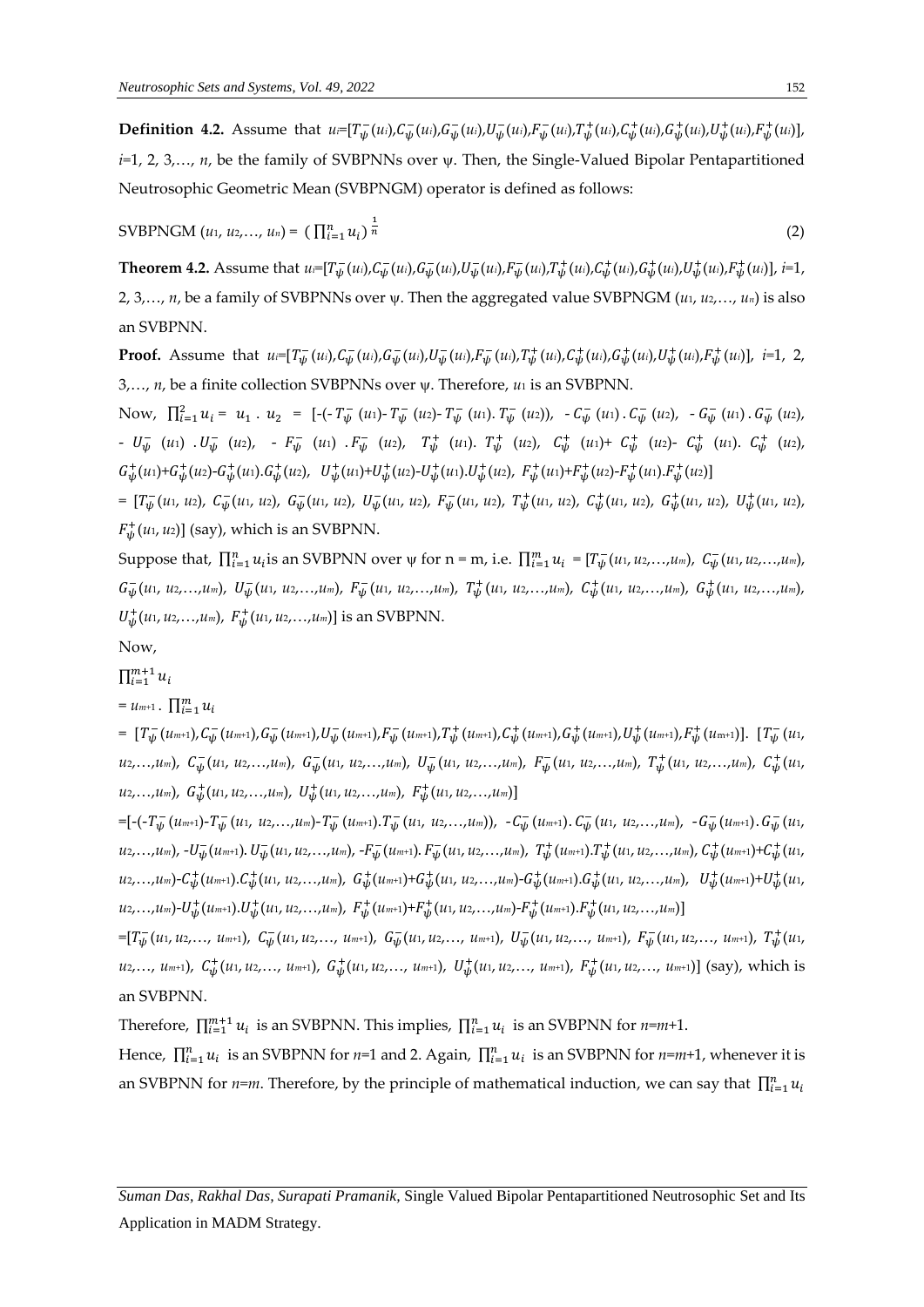**Definition 4.2.** Assume that $u_i$=[$T_\psi^-(u_i)$,$C_\psi^-(u_i)$,$G_\psi^-(u_i)$,$U_\psi^-(u_i)$,$F_\psi^-(u_i)$,$T_\psi^+(u_i)$,$C_\psi^+(u_i)$,$G_\psi^+(u_i)$,$U_\psi^+(u_i)$,$F_\psi^+(u_i)$], $i$=1, 2, 3,…, $n$, be the family of SVBPNNs over ψ. Then, the Single-Valued Bipolar Pentapartitioned Neutrosophic Geometric Mean (SVBPNGM) operator is defined as follows:

$$\text{SVBPNGM}(u_1, u_2,\ldots, u_n) = \left(\prod_{i=1}^{n} u_i\right)^{\frac{1}{n}} \tag{2}$$

**Theorem 4.2.** Assume that $u_i$=[$T_\psi^-(u_i)$,$C_\psi^-(u_i)$,$G_\psi^-(u_i)$,$U_\psi^-(u_i)$,$F_\psi^-(u_i)$,$T_\psi^+(u_i)$,$C_\psi^+(u_i)$,$G_\psi^+(u_i)$,$U_\psi^+(u_i)$,$F_\psi^+(u_i)$], $i$=1, 2, 3,…, $n$, be a family of SVBPNNs over ψ. Then the aggregated value SVBPNGM ($u_1$, $u_2$,…, $u_n$) is also an SVBPNN.

**Proof.** Assume that $u_i$=[$T_\psi^-(u_i)$,$C_\psi^-(u_i)$,$G_\psi^-(u_i)$,$U_\psi^-(u_i)$,$F_\psi^-(u_i)$,$T_\psi^+(u_i)$,$C_\psi^+(u_i)$,$G_\psi^+(u_i)$,$U_\psi^+(u_i)$,$F_\psi^+(u_i)$], $i$=1, 2, 3,…, $n$, be a finite collection SVBPNNs over ψ. Therefore, $u_1$ is an SVBPNN.

Now, $\prod_{i=1}^{2} u_i = u_1 . u_2$ = [-(- $T_\psi^-(u_1)$- $T_\psi^-(u_2)$- $T_\psi^-(u_1)$. $T_\psi^-(u_2)$), - $C_\psi^-(u_1)$ . $C_\psi^-(u_2)$, - $G_\psi^-(u_1)$ . $G_\psi^-(u_2)$, - $U_\psi^-(u_1)$ . $U_\psi^-(u_2)$, - $F_\psi^-(u_1)$ . $F_\psi^-(u_2)$, $T_\psi^+(u_1)$. $T_\psi^+(u_2)$, $C_\psi^+(u_1)$+ $C_\psi^+(u_2)$- $C_\psi^+(u_1)$. $C_\psi^+(u_2)$, $G_\psi^+(u_1)$+$G_\psi^+(u_2)$-$G_\psi^+(u_1)$.$G_\psi^+(u_2)$, $U_\psi^+(u_1)$+$U_\psi^+(u_2)$-$U_\psi^+(u_1)$.$U_\psi^+(u_2)$, $F_\psi^+(u_1)$+$F_\psi^+(u_2)$-$F_\psi^+(u_1)$.$F_\psi^+(u_2)$]

= [$T_\psi^-(u_1, u_2)$, $C_\psi^-(u_1, u_2)$, $G_\psi^-(u_1, u_2)$, $U_\psi^-(u_1, u_2)$, $F_\psi^-(u_1, u_2)$, $T_\psi^+(u_1, u_2)$, $C_\psi^+(u_1, u_2)$, $G_\psi^+(u_1, u_2)$, $U_\psi^+(u_1, u_2)$, $F_\psi^+(u_1, u_2)$] (say), which is an SVBPNN.

Suppose that, $\prod_{i=1}^{n} u_i$ is an SVBPNN over ψ for n = m, i.e. $\prod_{i=1}^{m} u_i$ = [$T_\psi^-(u_1, u_2,\ldots,u_m)$, $C_\psi^-(u_1, u_2,\ldots,u_m)$, $G_\psi^-(u_1, u_2,\ldots,u_m)$, $U_\psi^-(u_1, u_2,\ldots,u_m)$, $F_\psi^-(u_1, u_2,\ldots,u_m)$, $T_\psi^+(u_1, u_2,\ldots,u_m)$, $C_\psi^+(u_1, u_2,\ldots,u_m)$, $G_\psi^+(u_1, u_2,\ldots,u_m)$, $U_\psi^+(u_1, u_2,\ldots,u_m)$, $F_\psi^+(u_1, u_2,\ldots,u_m)$] is an SVBPNN.

Now,

$\prod_{i=1}^{m+1} u_i$

= $u_{m+1}$ . $\prod_{i=1}^{m} u_i$

= [$T_\psi^-(u_{m+1})$,$C_\psi^-(u_{m+1})$,$G_\psi^-(u_{m+1})$,$U_\psi^-(u_{m+1})$,$F_\psi^-(u_{m+1})$,$T_\psi^+(u_{m+1})$,$C_\psi^+(u_{m+1})$,$G_\psi^+(u_{m+1})$,$U_\psi^+(u_{m+1})$,$F_\psi^+(u_{m+1})$]. [$T_\psi^-(u_1, u_2,\ldots,u_m)$, $C_\psi^-(u_1, u_2,\ldots,u_m)$, $G_\psi^-(u_1, u_2,\ldots,u_m)$, $U_\psi^-(u_1, u_2,\ldots,u_m)$, $F_\psi^-(u_1, u_2,\ldots,u_m)$, $T_\psi^+(u_1, u_2,\ldots,u_m)$, $C_\psi^+(u_1, u_2,\ldots,u_m)$, $G_\psi^+(u_1, u_2,\ldots,u_m)$, $U_\psi^+(u_1, u_2,\ldots,u_m)$, $F_\psi^+(u_1, u_2,\ldots,u_m)$]

=[-(-$T_\psi^-(u_{m+1})$-$T_\psi^-(u_1, u_2,\ldots,u_m)$-$T_\psi^-(u_{m+1})$.$T_\psi^-(u_1, u_2,\ldots,u_m)$), -$C_\psi^-(u_{m+1})$. $C_\psi^-(u_1, u_2,\ldots,u_m)$, -$G_\psi^-(u_{m+1})$. $G_\psi^-(u_1, u_2,\ldots,u_m)$, -$U_\psi^-(u_{m+1})$. $U_\psi^-(u_1, u_2,\ldots,u_m)$, -$F_\psi^-(u_{m+1})$. $F_\psi^-(u_1, u_2,\ldots,u_m)$, $T_\psi^+(u_{m+1})$.$T_\psi^+(u_1, u_2,\ldots,u_m)$, $C_\psi^+(u_{m+1})$+$C_\psi^+(u_1, u_2,\ldots,u_m)$-$C_\psi^+(u_{m+1})$.$C_\psi^+(u_1, u_2,\ldots,u_m)$, $G_\psi^+(u_{m+1})$+$G_\psi^+(u_1, u_2,\ldots,u_m)$-$G_\psi^+(u_{m+1})$.$G_\psi^+(u_1, u_2,\ldots,u_m)$, $U_\psi^+(u_{m+1})$+$U_\psi^+(u_1, u_2,\ldots,u_m)$-$U_\psi^+(u_{m+1})$.$U_\psi^+(u_1, u_2,\ldots,u_m)$, $F_\psi^+(u_{m+1})$+$F_\psi^+(u_1, u_2,\ldots,u_m)$-$F_\psi^+(u_{m+1})$.$F_\psi^+(u_1, u_2,\ldots,u_m)$]

=[$T_\psi^-(u_1, u_2,\ldots, u_{m+1})$, $C_\psi^-(u_1, u_2,\ldots, u_{m+1})$, $G_\psi^-(u_1, u_2,\ldots, u_{m+1})$, $U_\psi^-(u_1, u_2,\ldots, u_{m+1})$, $F_\psi^-(u_1, u_2,\ldots, u_{m+1})$, $T_\psi^+(u_1, u_2,\ldots, u_{m+1})$, $C_\psi^+(u_1, u_2,\ldots, u_{m+1})$, $G_\psi^+(u_1, u_2,\ldots, u_{m+1})$, $U_\psi^+(u_1, u_2,\ldots, u_{m+1})$, $F_\psi^+(u_1, u_2,\ldots, u_{m+1})$] (say), which is an SVBPNN.

Therefore, $\prod_{i=1}^{m+1} u_i$ is an SVBPNN. This implies, $\prod_{i=1}^{n} u_i$ is an SVBPNN for $n$=$m$+1.

Hence, $\prod_{i=1}^{n} u_i$ is an SVBPNN for $n$=1 and 2. Again, $\prod_{i=1}^{n} u_i$ is an SVBPNN for $n$=$m$+1, whenever it is an SVBPNN for $n$=$m$. Therefore, by the principle of mathematical induction, we can say that $\prod_{i=1}^{n} u_i$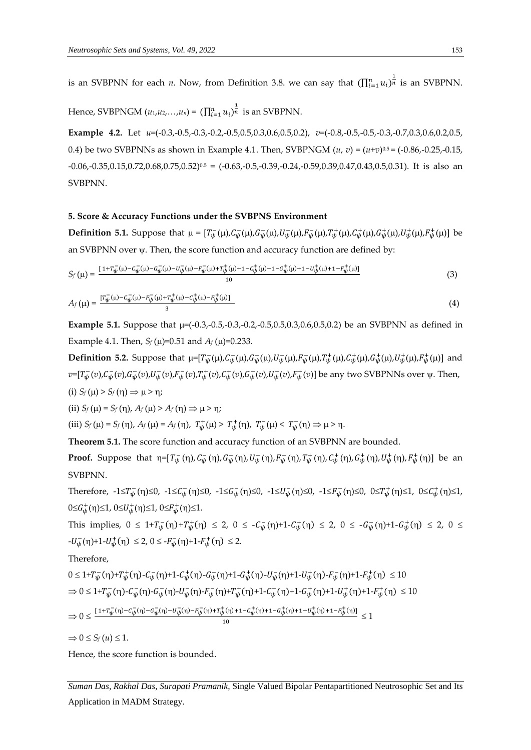is an SVBPNN for each $n$. Now, from Definition 3.8. we can say that $(\prod_{i=1}^{n} u_i)^{\frac{1}{n}}$ is an SVBPNN.

Hence, SVBPNGM $(u_1,u_2,\ldots,u_n)$ = $(\prod_{i=1}^{n} u_i)^{\frac{1}{n}}$ is an SVBPNN.

**Example 4.2.** Let $u$=(-0.3,-0.5,-0.3,-0.2,-0.5,0.5,0.3,0.6,0.5,0.2), $v$=(-0.8,-0.5,-0.5,-0.3,-0.7,0.3,0.6,0.2,0.5, 0.4) be two SVBPNNs as shown in Example 4.1. Then, SVBPNGM $(u, v) = (u+v)^{0.5}$ = (-0.86,-0.25,-0.15, -0.06,-0.35,0.15,0.72,0.68,0.75,0.52)$^{0.5}$ = (-0.63,-0.5,-0.39,-0.24,-0.59,0.39,0.47,0.43,0.5,0.31). It is also an SVBPNN.

## 5. Score & Accuracy Functions under the SVBPNS Environment

**Definition 5.1.** Suppose that $\mu = [T_{\psi}^{-}(\mu), C_{\psi}^{-}(\mu), G_{\psi}^{-}(\mu), U_{\psi}^{-}(\mu), F_{\psi}^{-}(\mu), T_{\psi}^{+}(\mu), C_{\psi}^{+}(\mu), G_{\psi}^{+}(\mu), U_{\psi}^{+}(\mu), F_{\psi}^{+}(\mu)]$ be an SVBPNN over ψ. Then, the score function and accuracy function are defined by:

$$S_f(\mu) = \frac{[1+T_{\psi}^{-}(\mu)-C_{\psi}^{-}(\mu)-G_{\psi}^{-}(\mu)-U_{\psi}^{-}(\mu)-F_{\psi}^{-}(\mu)+T_{\psi}^{+}(\mu)+1-C_{\psi}^{+}(\mu)+1-G_{\psi}^{+}(\mu)+1-U_{\psi}^{+}(\mu)+1-F_{\psi}^{+}(\mu)]}{10} \tag{3}$$

$$A_f(\mu) = \frac{[T_{\psi}^{-}(\mu)-C_{\psi}^{-}(\mu)-F_{\psi}^{-}(\mu)+T_{\psi}^{+}(\mu)-C_{\psi}^{+}(\mu)-F_{\psi}^{+}(\mu)]}{3} \tag{4}$$

**Example 5.1.** Suppose that μ=(-0.3,-0.5,-0.3,-0.2,-0.5,0.5,0.3,0.6,0.5,0.2) be an SVBPNN as defined in Example 4.1. Then, $S_f(\mu)$=0.51 and $A_f(\mu)$=0.233.

**Definition 5.2.** Suppose that $\mu=[T_{\psi}^{-}(\mu), C_{\psi}^{-}(\mu), G_{\psi}^{-}(\mu), U_{\psi}^{-}(\mu), F_{\psi}^{-}(\mu), T_{\psi}^{+}(\mu), C_{\psi}^{+}(\mu), G_{\psi}^{+}(\mu), U_{\psi}^{+}(\mu), F_{\psi}^{+}(\mu)]$ and $v=[T_{\psi}^{-}(v), C_{\psi}^{-}(v), G_{\psi}^{-}(v), U_{\psi}^{-}(v), F_{\psi}^{-}(v), T_{\psi}^{+}(v), C_{\psi}^{+}(v), G_{\psi}^{+}(v), U_{\psi}^{+}(v), F_{\psi}^{+}(v)]$ be any two SVBPNNs over ψ. Then,

(i) $S_f(\mu) > S_f(\eta) \Rightarrow \mu > \eta$;

(ii) $S_f(\mu) = S_f(\eta)$, $A_f(\mu) > A_f(\eta) \Rightarrow \mu > \eta$;

(iii) $S_f(\mu) = S_f(\eta)$, $A_f(\mu) = A_f(\eta)$, $T_{\psi}^{+}(\mu) > T_{\psi}^{+}(\eta)$, $T_{\psi}^{-}(\mu) < T_{\psi}^{-}(\eta) \Rightarrow \mu > \eta$.

**Theorem 5.1.** The score function and accuracy function of an SVBPNN are bounded.

**Proof.** Suppose that $\eta=[T_{\psi}^{-}(\eta), C_{\psi}^{-}(\eta), G_{\psi}^{-}(\eta), U_{\psi}^{-}(\eta), F_{\psi}^{-}(\eta), T_{\psi}^{+}(\eta), C_{\psi}^{+}(\eta), G_{\psi}^{+}(\eta), U_{\psi}^{+}(\eta), F_{\psi}^{+}(\eta)]$ be an SVBPNN.

Therefore, $-1 \le T_{\psi}^{-}(\eta) \le 0$, $-1 \le C_{\psi}^{-}(\eta) \le 0$, $-1 \le G_{\psi}^{-}(\eta) \le 0$, $-1 \le U_{\psi}^{-}(\eta) \le 0$, $-1 \le F_{\psi}^{-}(\eta) \le 0$, $0 \le T_{\psi}^{+}(\eta) \le 1$, $0 \le C_{\psi}^{+}(\eta) \le 1$, $0 \le G_{\psi}^{+}(\eta) \le 1$, $0 \le U_{\psi}^{+}(\eta) \le 1$, $0 \le F_{\psi}^{+}(\eta) \le 1$.

This implies, $0 \le 1+T_{\psi}^{-}(\eta)+T_{\psi}^{+}(\eta) \le 2$, $0 \le -C_{\psi}^{-}(\eta)+1-C_{\psi}^{+}(\eta) \le 2$, $0 \le -G_{\psi}^{-}(\eta)+1-G_{\psi}^{+}(\eta) \le 2$, $0 \le -U_{\psi}^{-}(\eta)+1-U_{\psi}^{+}(\eta) \le 2$, $0 \le -F_{\psi}^{-}(\eta)+1-F_{\psi}^{+}(\eta) \le 2$.

Therefore,

$$0 \le 1+T_{\psi}^{-}(\eta)+T_{\psi}^{+}(\eta)-C_{\psi}^{-}(\eta)+1-C_{\psi}^{+}(\eta)-G_{\psi}^{-}(\eta)+1-G_{\psi}^{+}(\eta)-U_{\psi}^{-}(\eta)+1-U_{\psi}^{+}(\eta)-F_{\psi}^{-}(\eta)+1-F_{\psi}^{+}(\eta) \le 10$$

$$\Rightarrow 0 \le 1+T_{\psi}^{-}(\eta)-C_{\psi}^{-}(\eta)-G_{\psi}^{-}(\eta)-U_{\psi}^{-}(\eta)-F_{\psi}^{-}(\eta)+T_{\psi}^{+}(\eta)+1-C_{\psi}^{+}(\eta)+1-G_{\psi}^{+}(\eta)+1-U_{\psi}^{+}(\eta)+1-F_{\psi}^{+}(\eta) \le 10$$

$$\Rightarrow 0 \le \frac{[1+T_{\psi}^{-}(\eta)-C_{\psi}^{-}(\eta)-G_{\psi}^{-}(\eta)-U_{\psi}^{-}(\eta)-F_{\psi}^{-}(\eta)+T_{\psi}^{+}(\eta)+1-C_{\psi}^{+}(\eta)+1-G_{\psi}^{+}(\eta)+1-U_{\psi}^{+}(\eta)+1-F_{\psi}^{+}(\eta)]}{10} \le 1$$

$$\Rightarrow 0 \le S_f(u) \le 1.$$

Hence, the score function is bounded.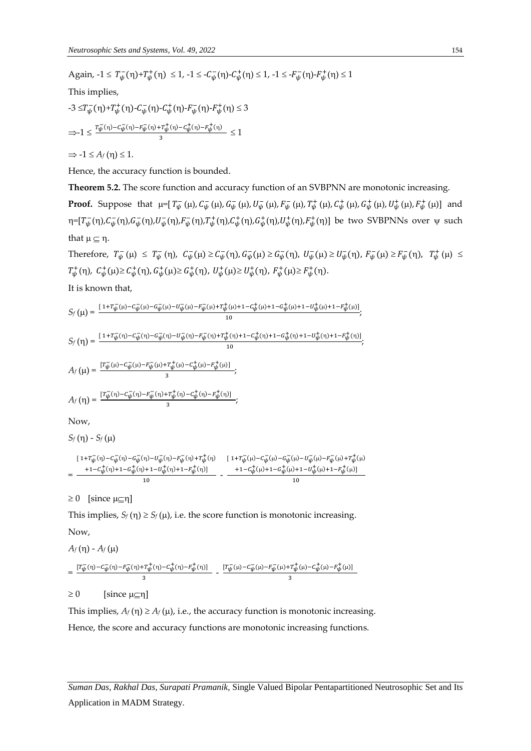Again, $-1 \leq T_{\psi}^{-}(\eta)+T_{\psi}^{+}(\eta) \leq 1$, $-1 \leq -C_{\psi}^{-}(\eta)-C_{\psi}^{+}(\eta) \leq 1$, $-1 \leq -F_{\psi}^{-}(\eta)-F_{\psi}^{+}(\eta) \leq 1$

This implies,

$$-3 \leq T_{\psi}^{-}(\eta)+T_{\psi}^{+}(\eta)-C_{\psi}^{-}(\eta)-C_{\psi}^{+}(\eta)-F_{\psi}^{-}(\eta)-F_{\psi}^{+}(\eta) \leq 3$$

$$\Rightarrow -1 \leq \frac{T_{\psi}^{-}(\eta)-C_{\psi}^{-}(\eta)-F_{\psi}^{-}(\eta)+T_{\psi}^{+}(\eta)-C_{\psi}^{+}(\eta)-F_{\psi}^{+}(\eta)}{3} \leq 1$$

$$\Rightarrow -1 \leq A_f(\eta) \leq 1.$$

Hence, the accuracy function is bounded.

**Theorem 5.2.** The score function and accuracy function of an SVBPNN are monotonic increasing.

**Proof.** Suppose that $\mu=[T_{\psi}^{-}(\mu), C_{\psi}^{-}(\mu), G_{\psi}^{-}(\mu), U_{\psi}^{-}(\mu), F_{\psi}^{-}(\mu), T_{\psi}^{+}(\mu), C_{\psi}^{+}(\mu), G_{\psi}^{+}(\mu), U_{\psi}^{+}(\mu), F_{\psi}^{+}(\mu)]$ and $\eta=[T_{\psi}^{-}(\eta), C_{\psi}^{-}(\eta), G_{\psi}^{-}(\eta), U_{\psi}^{-}(\eta), F_{\psi}^{-}(\eta), T_{\psi}^{+}(\eta), C_{\psi}^{+}(\eta), G_{\psi}^{+}(\eta), U_{\psi}^{+}(\eta), F_{\psi}^{+}(\eta)]$ be two SVBPNNs over $\psi$ such that $\mu \subseteq \eta$.

Therefore, $T_{\psi}^{-}(\mu) \leq T_{\psi}^{-}(\eta)$, $C_{\psi}^{-}(\mu) \geq C_{\psi}^{-}(\eta)$, $G_{\psi}^{-}(\mu) \geq G_{\psi}^{-}(\eta)$, $U_{\psi}^{-}(\mu) \geq U_{\psi}^{-}(\eta)$, $F_{\psi}^{-}(\mu) \geq F_{\psi}^{-}(\eta)$, $T_{\psi}^{+}(\mu) \leq T_{\psi}^{+}(\eta)$, $C_{\psi}^{+}(\mu) \geq C_{\psi}^{+}(\eta)$, $G_{\psi}^{+}(\mu) \geq G_{\psi}^{+}(\eta)$, $U_{\psi}^{+}(\mu) \geq U_{\psi}^{+}(\eta)$, $F_{\psi}^{+}(\mu) \geq F_{\psi}^{+}(\eta)$.

It is known that,

$$S_f(\mu) = \frac{[1+T_{\psi}^{-}(\mu)-C_{\psi}^{-}(\mu)-G_{\psi}^{-}(\mu)-U_{\psi}^{-}(\mu)-F_{\psi}^{-}(\mu)+T_{\psi}^{+}(\mu)+1-C_{\psi}^{+}(\mu)+1-G_{\psi}^{+}(\mu)+1-U_{\psi}^{+}(\mu)+1-F_{\psi}^{+}(\mu)]}{10};$$

$$S_f(\eta) = \frac{[1+T_{\psi}^{-}(\eta)-C_{\psi}^{-}(\eta)-G_{\psi}^{-}(\eta)-U_{\psi}^{-}(\eta)-F_{\psi}^{-}(\eta)+T_{\psi}^{+}(\eta)+1-C_{\psi}^{+}(\eta)+1-G_{\psi}^{+}(\eta)+1-U_{\psi}^{+}(\eta)+1-F_{\psi}^{+}(\eta)]}{10};$$

$$A_f(\mu) = \frac{[T_{\psi}^{-}(\mu)-C_{\psi}^{-}(\mu)-F_{\psi}^{-}(\mu)+T_{\psi}^{+}(\mu)-C_{\psi}^{+}(\mu)-F_{\psi}^{+}(\mu)]}{3};$$

$$A_f(\eta) = \frac{[T_{\psi}^{-}(\eta)-C_{\psi}^{-}(\eta)-F_{\psi}^{-}(\eta)+T_{\psi}^{+}(\eta)-C_{\psi}^{+}(\eta)-F_{\psi}^{+}(\eta)]}{3};$$

Now,

$S_f(\eta) - S_f(\mu)$

$$= \frac{\begin{array}{c}[1+T_{\psi}^{-}(\eta)-C_{\psi}^{-}(\eta)-G_{\psi}^{-}(\eta)-U_{\psi}^{-}(\eta)-F_{\psi}^{-}(\eta)+T_{\psi}^{+}(\eta) \\ +1-C_{\psi}^{+}(\eta)+1-G_{\psi}^{+}(\eta)+1-U_{\psi}^{+}(\eta)+1-F_{\psi}^{+}(\eta)]\end{array}}{10} - \frac{\begin{array}{c}[1+T_{\psi}^{-}(\mu)-C_{\psi}^{-}(\mu)-G_{\psi}^{-}(\mu)-U_{\psi}^{-}(\mu)-F_{\psi}^{-}(\mu)+T_{\psi}^{+}(\mu) \\ +1-C_{\psi}^{+}(\mu)+1-G_{\psi}^{+}(\mu)+1-U_{\psi}^{+}(\mu)+1-F_{\psi}^{+}(\mu)]\end{array}}{10}$$

$\geq 0$ [since $\mu \subseteq \eta$]

This implies, $S_f(\eta) \geq S_f(\mu)$, i.e. the score function is monotonic increasing.

Now,

$A_f(\eta) - A_f(\mu)$

$$= \frac{[T_{\psi}^{-}(\eta)-C_{\psi}^{-}(\eta)-F_{\psi}^{-}(\eta)+T_{\psi}^{+}(\eta)-C_{\psi}^{+}(\eta)-F_{\psi}^{+}(\eta)]}{3} - \frac{[T_{\psi}^{-}(\mu)-C_{\psi}^{-}(\mu)-F_{\psi}^{-}(\mu)+T_{\psi}^{+}(\mu)-C_{\psi}^{+}(\mu)-F_{\psi}^{+}(\mu)]}{3}$$

$\geq 0$ [since $\mu \subseteq \eta$]

This implies, $A_f(\eta) \geq A_f(\mu)$, i.e., the accuracy function is monotonic increasing.

Hence, the score and accuracy functions are monotonic increasing functions.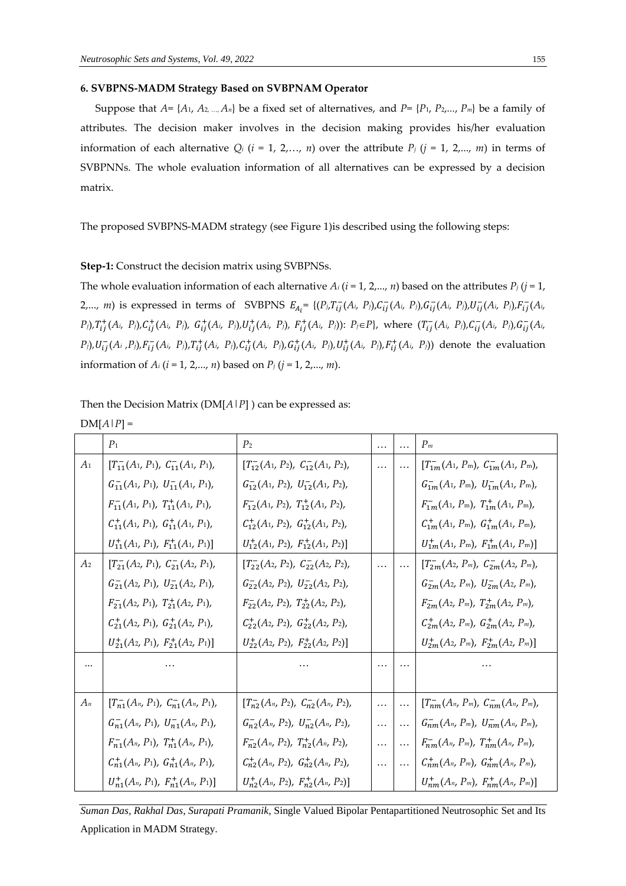### 6. SVBPNS-MADM Strategy Based on SVBPNAM Operator

Suppose that $A = \{A_1, A_2, ..., A_n\}$ be a fixed set of alternatives, and $P = \{P_1, P_2, ..., P_m\}$ be a family of attributes. The decision maker involves in the decision making provides his/her evaluation information of each alternative $Q_i$ ($i$ = 1, 2,…, $n$) over the attribute $P_j$ ($j$ = 1, 2,..., $m$) in terms of SVBPNNs. The whole evaluation information of all alternatives can be expressed by a decision matrix.

The proposed SVBPNS-MADM strategy (see Figure 1)is described using the following steps:

**Step-1:** Construct the decision matrix using SVBPNSs.

The whole evaluation information of each alternative $A_i$ ($i$ = 1, 2,..., $n$) based on the attributes $P_j$ ($j$ = 1, 2,..., $m$) is expressed in terms of SVBPNS $E_{A_i} = \{(P_j, T_{ij}^-(A_i, P_j), C_{ij}^-(A_i, P_j), G_{ij}^-(A_i, P_j), U_{ij}^-(A_i, P_j), F_{ij}^-(A_i, P_j), T_{ij}^+(A_i, P_j), C_{ij}^+(A_i, P_j), G_{ij}^+(A_i, P_j), U_{ij}^+(A_i, P_j), F_{ij}^+(A_i, P_j)): P_j \in P\}$, where $(T_{ij}^-(A_i, P_j), C_{ij}^-(A_i, P_j), G_{ij}^-(A_i, P_j), U_{ij}^-(A_i, P_j), F_{ij}^-(A_i, P_j), T_{ij}^+(A_i, P_j), C_{ij}^+(A_i, P_j), G_{ij}^+(A_i, P_j), U_{ij}^+(A_i, P_j), F_{ij}^+(A_i, P_j))$ denote the evaluation information of $A_i$ ($i$ = 1, 2,..., $n$) based on $P_j$ ($j$ = 1, 2,..., $m$).

Then the Decision Matrix (DM[$A$|$P$] ) can be expressed as:

DM[$A$|$P$] =

| | $P_1$ | $P_2$ | … | … | $P_m$ |
|---|---|---|---|---|---|
| $A_1$ | $[T_{11}^-(A_1, P_1), C_{11}^-(A_1, P_1), G_{11}^-(A_1, P_1), U_{11}^-(A_1, P_1), F_{11}^-(A_1, P_1), T_{11}^+(A_1, P_1), C_{11}^+(A_1, P_1), G_{11}^+(A_1, P_1), U_{11}^+(A_1, P_1), F_{11}^+(A_1, P_1)]$ | $[T_{12}^-(A_1, P_2), C_{12}^-(A_1, P_2), G_{12}^-(A_1, P_2), U_{12}^-(A_1, P_2), F_{12}^-(A_1, P_2), T_{12}^+(A_1, P_2), C_{12}^+(A_1, P_2), G_{12}^+(A_1, P_2), U_{12}^+(A_1, P_2), F_{12}^+(A_1, P_2)]$ | … | … | $[T_{1m}^-(A_1, P_m), C_{1m}^-(A_1, P_m), G_{1m}^-(A_1, P_m), U_{1m}^-(A_1, P_m), F_{1m}^-(A_1, P_m), T_{1m}^+(A_1, P_m), C_{1m}^+(A_1, P_m), G_{1m}^+(A_1, P_m), U_{1m}^+(A_1, P_m), F_{1m}^+(A_1, P_m)]$ |
| $A_2$ | $[T_{21}^-(A_2, P_1), C_{21}^-(A_2, P_1), G_{21}^-(A_2, P_1), U_{21}^-(A_2, P_1), F_{21}^-(A_2, P_1), T_{21}^+(A_2, P_1), C_{21}^+(A_2, P_1), G_{21}^+(A_2, P_1), U_{21}^+(A_2, P_1), F_{21}^+(A_2, P_1)]$ | $[T_{22}^-(A_2, P_2), C_{22}^-(A_2, P_2), G_{22}^-(A_2, P_2), U_{22}^-(A_2, P_2), F_{22}^-(A_2, P_2), T_{22}^+(A_2, P_2), C_{22}^+(A_2, P_2), G_{22}^+(A_2, P_2), U_{22}^+(A_2, P_2), F_{22}^+(A_2, P_2)]$ | … | … | $[T_{2m}^-(A_2, P_m), C_{2m}^-(A_2, P_m), G_{2m}^-(A_2, P_m), U_{2m}^-(A_2, P_m), F_{2m}^-(A_2, P_m), T_{2m}^+(A_2, P_m), C_{2m}^+(A_2, P_m), G_{2m}^+(A_2, P_m), U_{2m}^+(A_2, P_m), F_{2m}^+(A_2, P_m)]$ |
| … | … | … | … | … | … |
| $A_n$ | $[T_{n1}^-(A_n, P_1), C_{n1}^-(A_n, P_1), G_{n1}^-(A_n, P_1), U_{n1}^-(A_n, P_1), F_{n1}^-(A_n, P_1), T_{n1}^+(A_n, P_1), C_{n1}^+(A_n, P_1), G_{n1}^+(A_n, P_1), U_{n1}^+(A_n, P_1), F_{n1}^+(A_n, P_1)]$ | $[T_{n2}^-(A_n, P_2), C_{n2}^-(A_n, P_2), G_{n2}^-(A_n, P_2), U_{n2}^-(A_n, P_2), F_{n2}^-(A_n, P_2), T_{n2}^+(A_n, P_2), C_{n2}^+(A_n, P_2), G_{n2}^+(A_n, P_2), U_{n2}^+(A_n, P_2), F_{n2}^+(A_n, P_2)]$ | … | … | $[T_{nm}^-(A_n, P_m), C_{nm}^-(A_n, P_m), G_{nm}^-(A_n, P_m), U_{nm}^-(A_n, P_m), F_{nm}^-(A_n, P_m), T_{nm}^+(A_n, P_m), C_{nm}^+(A_n, P_m), G_{nm}^+(A_n, P_m), U_{nm}^+(A_n, P_m), F_{nm}^+(A_n, P_m)]$ |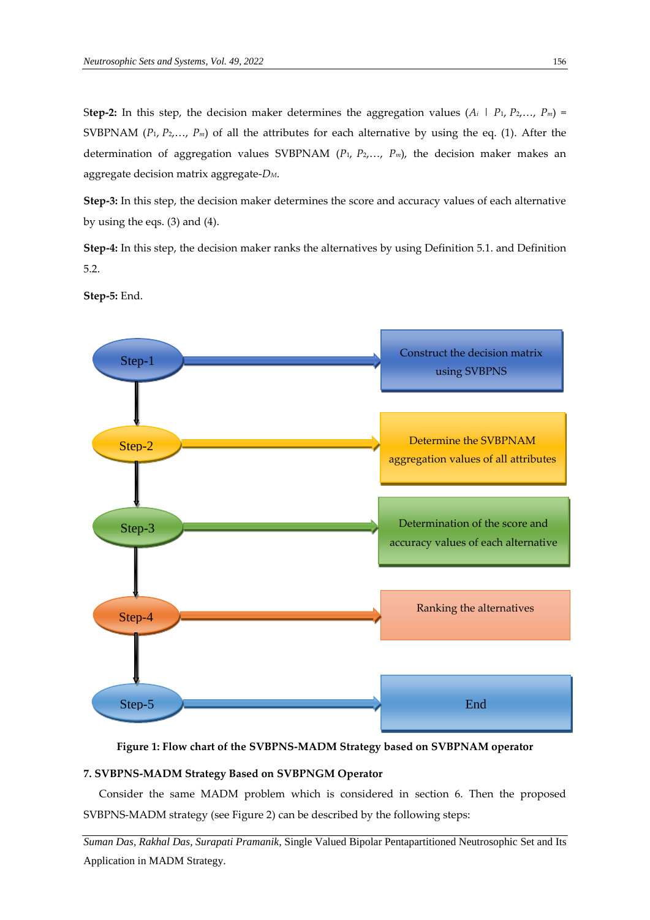**Step-2:** In this step, the decision maker determines the aggregation values ($A_i$ | $P_1, P_2, \ldots, P_m$) = SVBPNAM ($P_1, P_2, \ldots, P_m$) of all the attributes for each alternative by using the eq. (1). After the determination of aggregation values SVBPNAM ($P_1, P_2, \ldots, P_m$), the decision maker makes an aggregate decision matrix aggregate-$D_M$.

**Step-3:** In this step, the decision maker determines the score and accuracy values of each alternative by using the eqs. (3) and (4).

**Step-4:** In this step, the decision maker ranks the alternatives by using Definition 5.1. and Definition 5.2.

**Step-5:** End.

Step-1 → Construct the decision matrix using SVBPNS

Step-2 → Determine the SVBPNAM aggregation values of all attributes

Step-3 → Determination of the score and accuracy values of each alternative

Step-4 → Ranking the alternatives

Step-5 → End

**Figure 1: Flow chart of the SVBPNS-MADM Strategy based on SVBPNAM operator**

## 7. SVBPNS-MADM Strategy Based on SVBPNGM Operator

Consider the same MADM problem which is considered in section 6. Then the proposed SVBPNS-MADM strategy (see Figure 2) can be described by the following steps: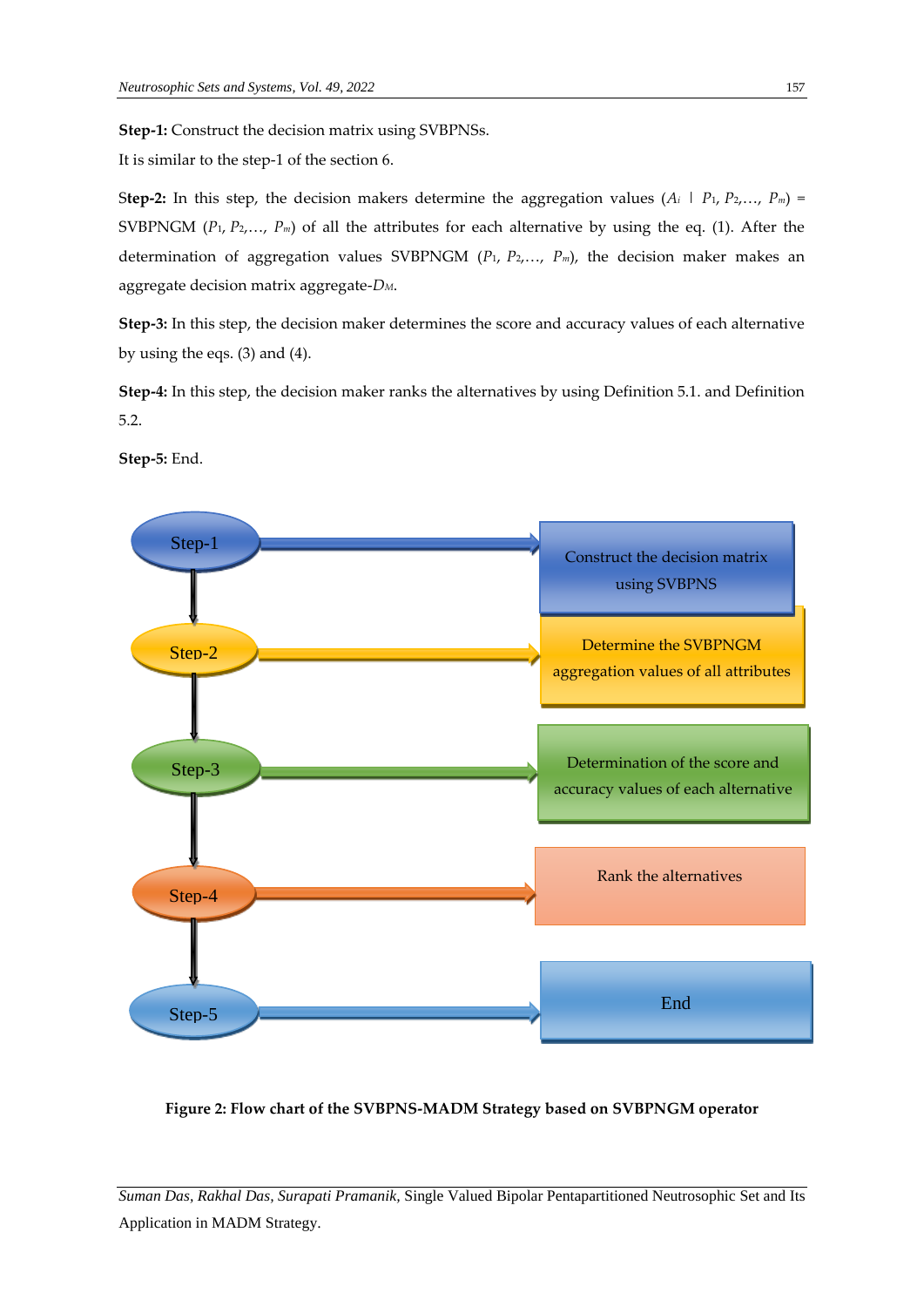**Step-1:** Construct the decision matrix using SVBPNSs.

It is similar to the step-1 of the section 6.

**Step-2:** In this step, the decision makers determine the aggregation values ($A_i$ | $P_1, P_2, \ldots, P_m$) = SVBPNGM ($P_1, P_2, \ldots, P_m$) of all the attributes for each alternative by using the eq. (1). After the determination of aggregation values SVBPNGM ($P_1, P_2, \ldots, P_m$), the decision maker makes an aggregate decision matrix aggregate-$D_M$.

**Step-3:** In this step, the decision maker determines the score and accuracy values of each alternative by using the eqs. (3) and (4).

**Step-4:** In this step, the decision maker ranks the alternatives by using Definition 5.1. and Definition 5.2.

**Step-5:** End.

Step-1 → Construct the decision matrix using SVBPNS

Step-2 → Determine the SVBPNGM aggregation values of all attributes

Step-3 → Determination of the score and accuracy values of each alternative

Step-4 → Rank the alternatives

Step-5 → End

**Figure 2: Flow chart of the SVBPNS-MADM Strategy based on SVBPNGM operator**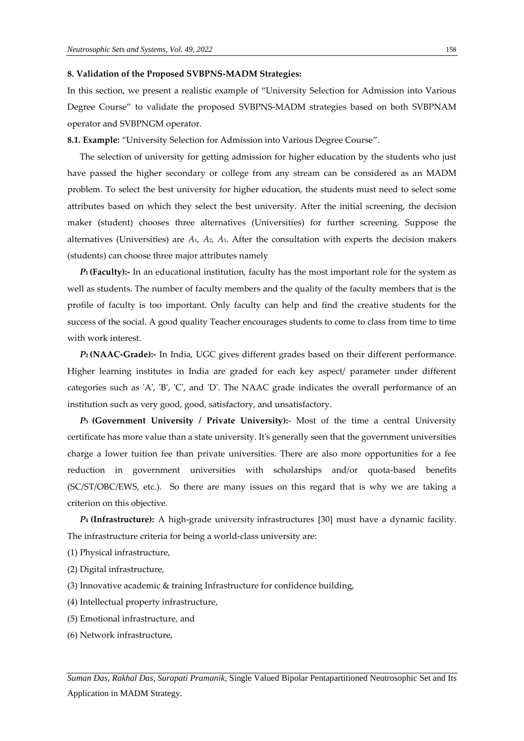**8. Validation of the Proposed SVBPNS-MADM Strategies:**

In this section, we present a realistic example of "University Selection for Admission into Various Degree Course" to validate the proposed SVBPNS-MADM strategies based on both SVBPNAM operator and SVBPNGM operator.

**8.1. Example:** "University Selection for Admission into Various Degree Course".

The selection of university for getting admission for higher education by the students who just have passed the higher secondary or college from any stream can be considered as an MADM problem. To select the best university for higher education, the students must need to select some attributes based on which they select the best university. After the initial screening, the decision maker (student) chooses three alternatives (Universities) for further screening. Suppose the alternatives (Universities) are $A_1$, $A_2$, $A_3$. After the consultation with experts the decision makers (students) can choose three major attributes namely

**$P_1$ (Faculty):-** In an educational institution, faculty has the most important role for the system as well as students. The number of faculty members and the quality of the faculty members that is the profile of faculty is too important. Only faculty can help and find the creative students for the success of the social. A good quality Teacher encourages students to come to class from time to time with work interest.

**$P_2$ (NAAC-Grade):-** In India, UGC gives different grades based on their different performance. Higher learning institutes in India are graded for each key aspect/ parameter under different categories such as 'A', 'B', 'C', and 'D'. The NAAC grade indicates the overall performance of an institution such as very good, good, satisfactory, and unsatisfactory.

**$P_3$ (Government University / Private University):-** Most of the time a central University certificate has more value than a state university. It's generally seen that the government universities charge a lower tuition fee than private universities. There are also more opportunities for a fee reduction in government universities with scholarships and/or quota-based benefits (SC/ST/OBC/EWS, etc.). So there are many issues on this regard that is why we are taking a criterion on this objective.

**$P_4$ (Infrastructure):** A high-grade university infrastructures [30] must have a dynamic facility. The infrastructure criteria for being a world-class university are:

(1) Physical infrastructure,

(2) Digital infrastructure,

(3) Innovative academic & training Infrastructure for confidence building,

(4) Intellectual property infrastructure,

(5) Emotional infrastructure, and

(6) Network infrastructure,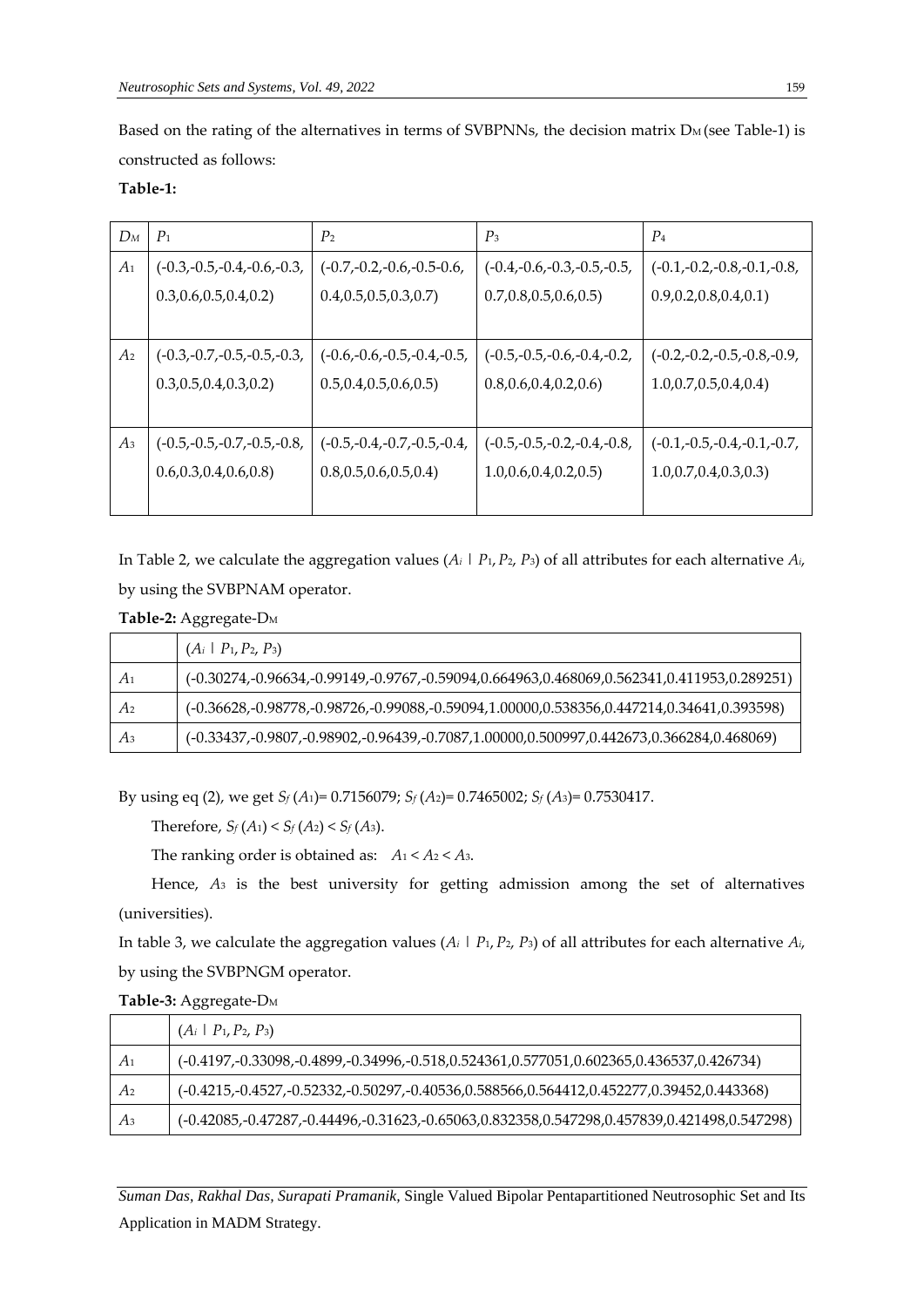Based on the rating of the alternatives in terms of SVBPNNs, the decision matrix $D_M$ (see Table-1) is constructed as follows:

**Table-1:**

| $D_M$ | $P_1$ | $P_2$ | $P_3$ | $P_4$ |
|---|---|---|---|---|
| $A_1$ | (-0.3,-0.5,-0.4,-0.6,-0.3, 0.3,0.6,0.5,0.4,0.2) | (-0.7,-0.2,-0.6,-0.5-0.6, 0.4,0.5,0.5,0.3,0.7) | (-0.4,-0.6,-0.3,-0.5,-0.5, 0.7,0.8,0.5,0.6,0.5) | (-0.1,-0.2,-0.8,-0.1,-0.8, 0.9,0.2,0.8,0.4,0.1) |
| $A_2$ | (-0.3,-0.7,-0.5,-0.5,-0.3, 0.3,0.5,0.4,0.3,0.2) | (-0.6,-0.6,-0.5,-0.4,-0.5, 0.5,0.4,0.5,0.6,0.5) | (-0.5,-0.5,-0.6,-0.4,-0.2, 0.8,0.6,0.4,0.2,0.6) | (-0.2,-0.2,-0.5,-0.8,-0.9, 1.0,0.7,0.5,0.4,0.4) |
| $A_3$ | (-0.5,-0.5,-0.7,-0.5,-0.8, 0.6,0.3,0.4,0.6,0.8) | (-0.5,-0.4,-0.7,-0.5,-0.4, 0.8,0.5,0.6,0.5,0.4) | (-0.5,-0.5,-0.2,-0.4,-0.8, 1.0,0.6,0.4,0.2,0.5) | (-0.1,-0.5,-0.4,-0.1,-0.7, 1.0,0.7,0.4,0.3,0.3) |

In Table 2, we calculate the aggregation values ($A_i$ | $P_1$, $P_2$, $P_3$) of all attributes for each alternative $A_i$, by using the SVBPNAM operator.

**Table-2:** Aggregate-$D_M$

| | ($A_i$ \| $P_1$, $P_2$, $P_3$) |
|---|---|
| $A_1$ | (-0.30274,-0.96634,-0.99149,-0.9767,-0.59094,0.664963,0.468069,0.562341,0.411953,0.289251) |
| $A_2$ | (-0.36628,-0.98778,-0.98726,-0.99088,-0.59094,1.00000,0.538356,0.447214,0.34641,0.393598) |
| $A_3$ | (-0.33437,-0.9807,-0.98902,-0.96439,-0.7087,1.00000,0.500997,0.442673,0.366284,0.468069) |

By using eq (2), we get $S_f(A_1)$= 0.7156079; $S_f(A_2)$= 0.7465002; $S_f(A_3)$= 0.7530417.

Therefore, $S_f(A_1) < S_f(A_2) < S_f(A_3)$.

The ranking order is obtained as: $A_1 < A_2 < A_3$.

Hence, $A_3$ is the best university for getting admission among the set of alternatives (universities).

In table 3, we calculate the aggregation values ($A_i$ | $P_1$, $P_2$, $P_3$) of all attributes for each alternative $A_i$, by using the SVBPNGM operator.

**Table-3:** Aggregate-$D_M$

| | ($A_i$ \| $P_1$, $P_2$, $P_3$) |
|---|---|
| $A_1$ | (-0.4197,-0.33098,-0.4899,-0.34996,-0.518,0.524361,0.577051,0.602365,0.436537,0.426734) |
| $A_2$ | (-0.4215,-0.4527,-0.52332,-0.50297,-0.40536,0.588566,0.564412,0.452277,0.39452,0.443368) |
| $A_3$ | (-0.42085,-0.47287,-0.44496,-0.31623,-0.65063,0.832358,0.547298,0.457839,0.421498,0.547298) |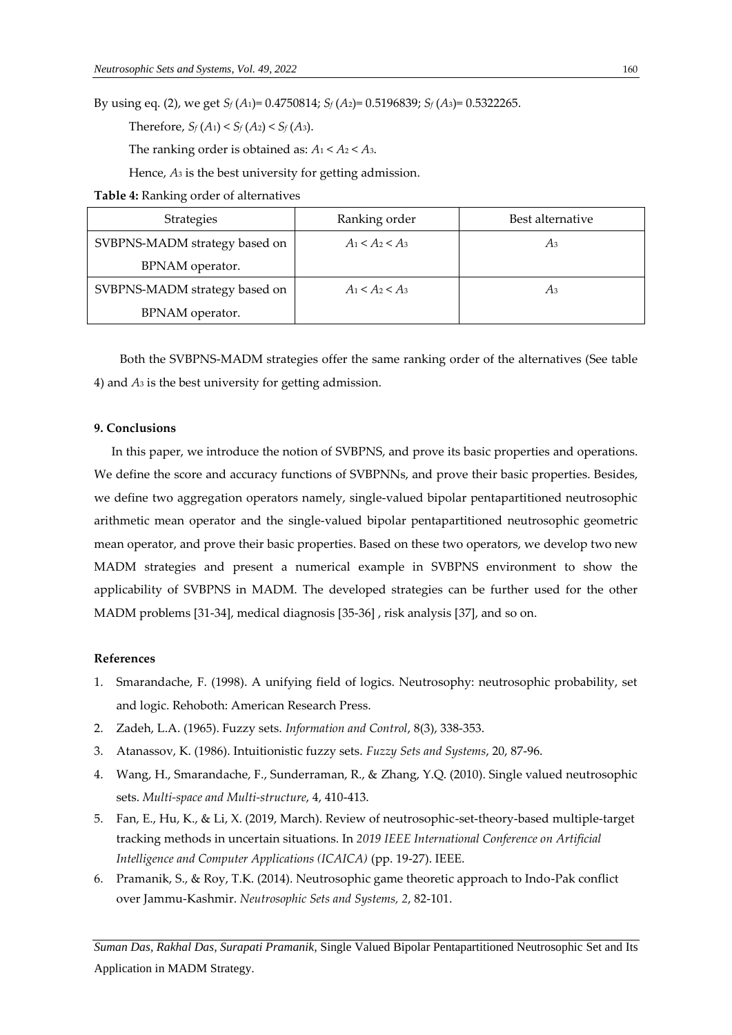By using eq. (2), we get $S_f(A_1)$= 0.4750814; $S_f(A_2)$= 0.5196839; $S_f(A_3)$= 0.5322265.

Therefore, $S_f(A_1) < S_f(A_2) < S_f(A_3)$.

The ranking order is obtained as: $A_1 < A_2 < A_3$.

Hence, $A_3$ is the best university for getting admission.

**Table 4:** Ranking order of alternatives

| Strategies | Ranking order | Best alternative |
|---|---|---|
| SVBPNS-MADM strategy based on BPNAM operator. | $A_1 < A_2 < A_3$ | $A_3$ |
| SVBPNS-MADM strategy based on BPNAM operator. | $A_1 < A_2 < A_3$ | $A_3$ |

Both the SVBPNS-MADM strategies offer the same ranking order of the alternatives (See table 4) and $A_3$ is the best university for getting admission.

## 9. Conclusions

In this paper, we introduce the notion of SVBPNS, and prove its basic properties and operations. We define the score and accuracy functions of SVBPNNs, and prove their basic properties. Besides, we define two aggregation operators namely, single-valued bipolar pentapartitioned neutrosophic arithmetic mean operator and the single-valued bipolar pentapartitioned neutrosophic geometric mean operator, and prove their basic properties. Based on these two operators, we develop two new MADM strategies and present a numerical example in SVBPNS environment to show the applicability of SVBPNS in MADM. The developed strategies can be further used for the other MADM problems [31-34], medical diagnosis [35-36] , risk analysis [37], and so on.

## References

1. Smarandache, F. (1998). A unifying field of logics. Neutrosophy: neutrosophic probability, set and logic. Rehoboth: American Research Press.
2. Zadeh, L.A. (1965). Fuzzy sets. *Information and Control*, 8(3), 338-353.
3. Atanassov, K. (1986). Intuitionistic fuzzy sets. *Fuzzy Sets and Systems*, 20, 87-96.
4. Wang, H., Smarandache, F., Sunderraman, R., & Zhang, Y.Q. (2010). Single valued neutrosophic sets. *Multi-space and Multi-structure*, 4, 410-413.
5. Fan, E., Hu, K., & Li, X. (2019, March). Review of neutrosophic-set-theory-based multiple-target tracking methods in uncertain situations. In *2019 IEEE International Conference on Artificial Intelligence and Computer Applications (ICAICA)* (pp. 19-27). IEEE.
6. Pramanik, S., & Roy, T.K. (2014). Neutrosophic game theoretic approach to Indo-Pak conflict over Jammu-Kashmir. *Neutrosophic Sets and Systems, 2*, 82-101.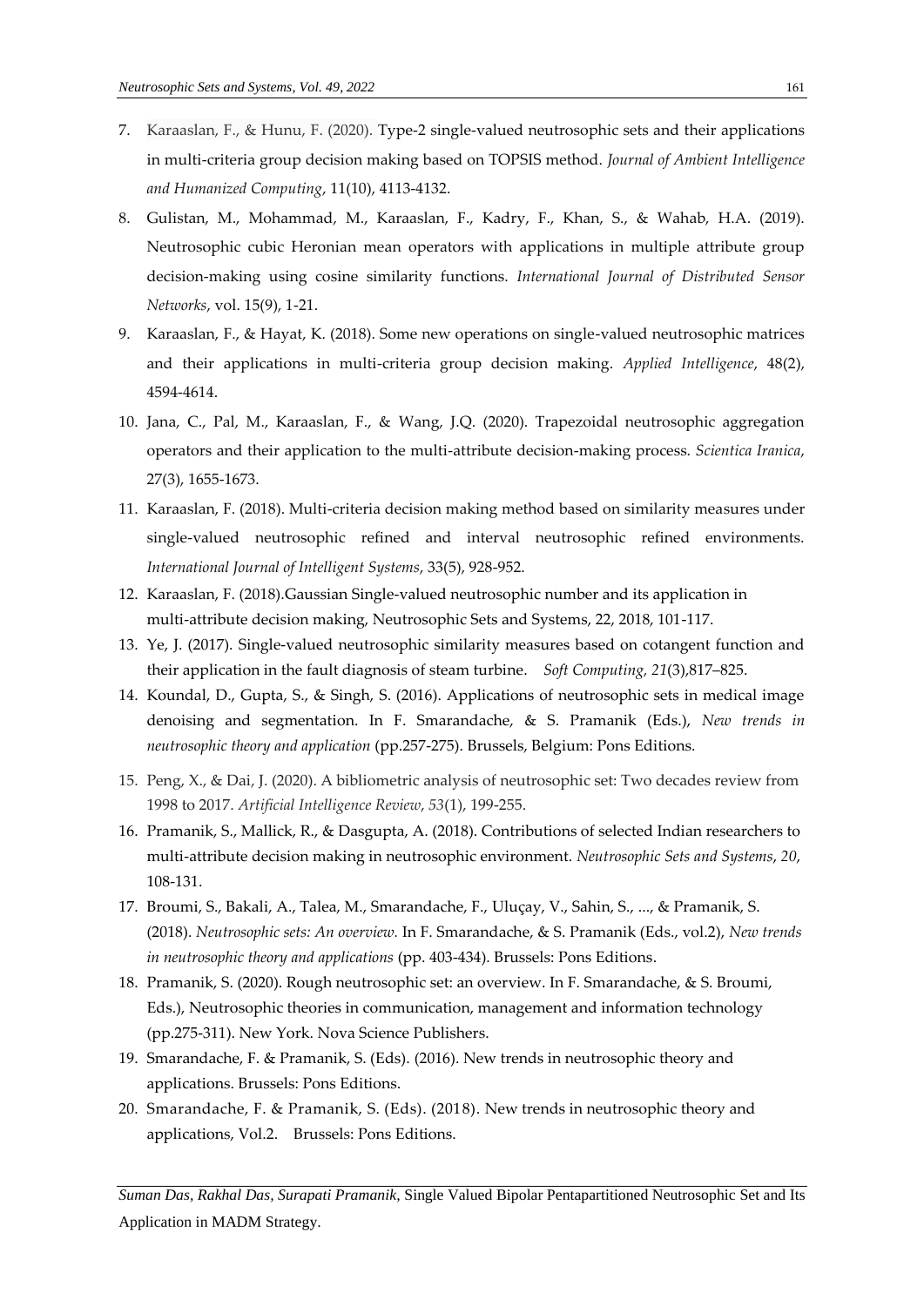7. Karaaslan, F., & Hunu, F. (2020). Type-2 single-valued neutrosophic sets and their applications in multi-criteria group decision making based on TOPSIS method. *Journal of Ambient Intelligence and Humanized Computing*, 11(10), 4113-4132.
8. Gulistan, M., Mohammad, M., Karaaslan, F., Kadry, F., Khan, S., & Wahab, H.A. (2019). Neutrosophic cubic Heronian mean operators with applications in multiple attribute group decision-making using cosine similarity functions. *International Journal of Distributed Sensor Networks*, vol. 15(9), 1-21.
9. Karaaslan, F., & Hayat, K. (2018). Some new operations on single-valued neutrosophic matrices and their applications in multi-criteria group decision making. *Applied Intelligence*, 48(2), 4594-4614.
10. Jana, C., Pal, M., Karaaslan, F., & Wang, J.Q. (2020). Trapezoidal neutrosophic aggregation operators and their application to the multi-attribute decision-making process. *Scientica Iranica*, 27(3), 1655-1673.
11. Karaaslan, F. (2018). Multi-criteria decision making method based on similarity measures under single-valued neutrosophic refined and interval neutrosophic refined environments. *International Journal of Intelligent Systems*, 33(5), 928-952.
12. Karaaslan, F. (2018).Gaussian Single-valued neutrosophic number and its application in multi-attribute decision making, Neutrosophic Sets and Systems, 22, 2018, 101-117.
13. Ye, J. (2017). Single-valued neutrosophic similarity measures based on cotangent function and their application in the fault diagnosis of steam turbine. *Soft Computing*, *21*(3),817–825.
14. Koundal, D., Gupta, S., & Singh, S. (2016). Applications of neutrosophic sets in medical image denoising and segmentation. In F. Smarandache, & S. Pramanik (Eds.), *New trends in neutrosophic theory and application* (pp.257-275). Brussels, Belgium: Pons Editions.
15. Peng, X., & Dai, J. (2020). A bibliometric analysis of neutrosophic set: Two decades review from 1998 to 2017. *Artificial Intelligence Review*, *53*(1), 199-255.
16. Pramanik, S., Mallick, R., & Dasgupta, A. (2018). Contributions of selected Indian researchers to multi-attribute decision making in neutrosophic environment. *Neutrosophic Sets and Systems*, *20*, 108-131.
17. Broumi, S., Bakali, A., Talea, M., Smarandache, F., Uluçay, V., Sahin, S., ..., & Pramanik, S. (2018). *Neutrosophic sets: An overview.* In F. Smarandache, & S. Pramanik (Eds., vol.2), *New trends in neutrosophic theory and applications* (pp. 403-434). Brussels: Pons Editions.
18. Pramanik, S. (2020). Rough neutrosophic set: an overview. In F. Smarandache, & S. Broumi, Eds.), Neutrosophic theories in communication, management and information technology (pp.275-311). New York. Nova Science Publishers.
19. Smarandache, F. & Pramanik, S. (Eds). (2016). New trends in neutrosophic theory and applications. Brussels: Pons Editions.
20. Smarandache, F. & Pramanik, S. (Eds). (2018). New trends in neutrosophic theory and applications, Vol.2. Brussels: Pons Editions.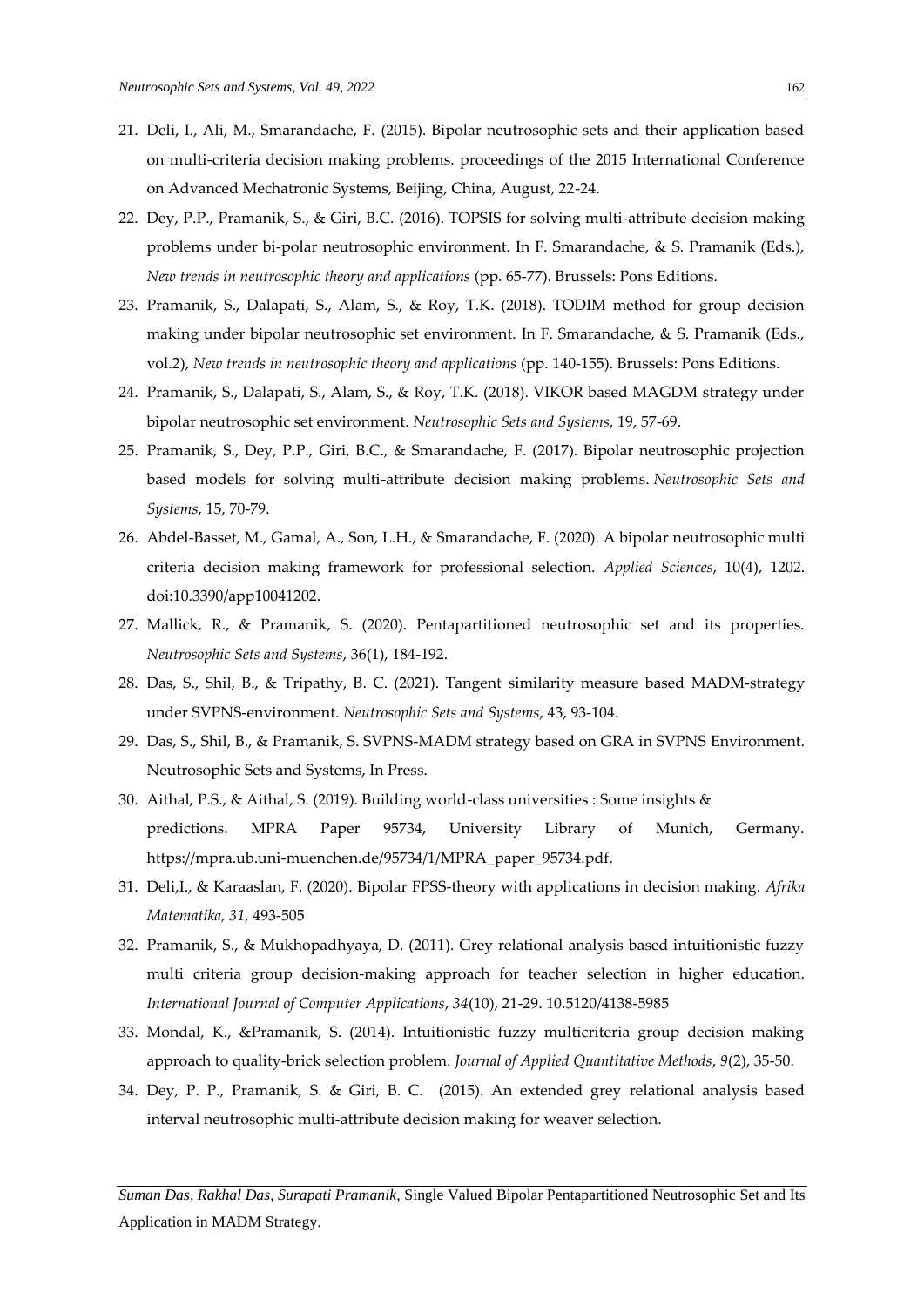21. Deli, I., Ali, M., Smarandache, F. (2015). Bipolar neutrosophic sets and their application based on multi-criteria decision making problems. proceedings of the 2015 International Conference on Advanced Mechatronic Systems, Beijing, China, August, 22-24.
22. Dey, P.P., Pramanik, S., & Giri, B.C. (2016). TOPSIS for solving multi-attribute decision making problems under bi-polar neutrosophic environment. In F. Smarandache, & S. Pramanik (Eds.), *New trends in neutrosophic theory and applications* (pp. 65-77). Brussels: Pons Editions.
23. Pramanik, S., Dalapati, S., Alam, S., & Roy, T.K. (2018). TODIM method for group decision making under bipolar neutrosophic set environment. In F. Smarandache, & S. Pramanik (Eds., vol.2), *New trends in neutrosophic theory and applications* (pp. 140-155). Brussels: Pons Editions.
24. Pramanik, S., Dalapati, S., Alam, S., & Roy, T.K. (2018). VIKOR based MAGDM strategy under bipolar neutrosophic set environment. *Neutrosophic Sets and Systems*, 19, 57-69.
25. Pramanik, S., Dey, P.P., Giri, B.C., & Smarandache, F. (2017). Bipolar neutrosophic projection based models for solving multi-attribute decision making problems. *Neutrosophic Sets and Systems*, 15, 70-79.
26. Abdel-Basset, M., Gamal, A., Son, L.H., & Smarandache, F. (2020). A bipolar neutrosophic multi criteria decision making framework for professional selection. *Applied Sciences*, 10(4), 1202. doi:10.3390/app10041202.
27. Mallick, R., & Pramanik, S. (2020). Pentapartitioned neutrosophic set and its properties. *Neutrosophic Sets and Systems*, 36(1), 184-192.
28. Das, S., Shil, B., & Tripathy, B. C. (2021). Tangent similarity measure based MADM-strategy under SVPNS-environment. *Neutrosophic Sets and Systems*, 43, 93-104.
29. Das, S., Shil, B., & Pramanik, S. SVPNS-MADM strategy based on GRA in SVPNS Environment. Neutrosophic Sets and Systems, In Press.
30. Aithal, P.S., & Aithal, S. (2019). Building world-class universities : Some insights & predictions. MPRA Paper 95734, University Library of Munich, Germany. https://mpra.ub.uni-muenchen.de/95734/1/MPRA_paper_95734.pdf.
31. Deli,I., & Karaaslan, F. (2020). Bipolar FPSS-theory with applications in decision making. *Afrika Matematika, 31*, 493-505
32. Pramanik, S., & Mukhopadhyaya, D. (2011). Grey relational analysis based intuitionistic fuzzy multi criteria group decision-making approach for teacher selection in higher education. *International Journal of Computer Applications*, *34*(10), 21-29. 10.5120/4138-5985
33. Mondal, K., &Pramanik, S. (2014). Intuitionistic fuzzy multicriteria group decision making approach to quality-brick selection problem. *Journal of Applied Quantitative Methods*, *9*(2), 35-50.
34. Dey, P. P., Pramanik, S. & Giri, B. C. (2015). An extended grey relational analysis based interval neutrosophic multi-attribute decision making for weaver selection.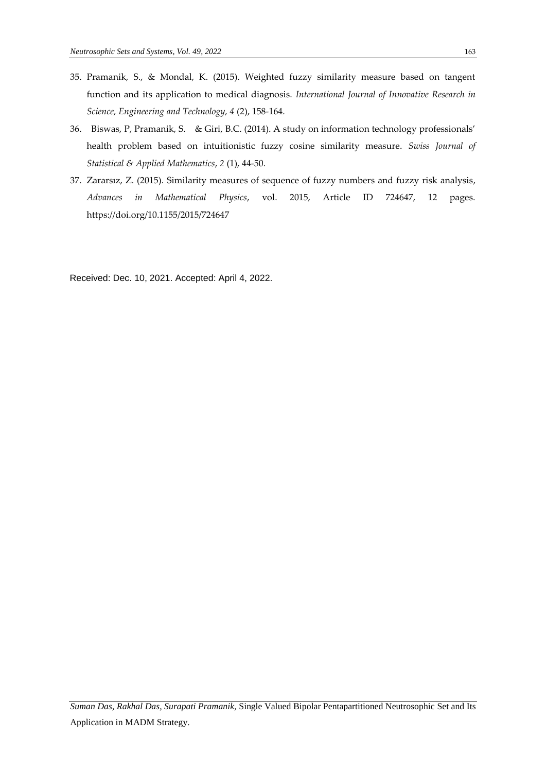35. Pramanik, S., & Mondal, K. (2015). Weighted fuzzy similarity measure based on tangent function and its application to medical diagnosis. *International Journal of Innovative Research in Science, Engineering and Technology, 4* (2), 158-164.
36. Biswas, P, Pramanik, S. & Giri, B.C. (2014). A study on information technology professionals' health problem based on intuitionistic fuzzy cosine similarity measure. *Swiss Journal of Statistical & Applied Mathematics*, *2* (1), 44-50.
37. Zararsız, Z. (2015). Similarity measures of sequence of fuzzy numbers and fuzzy risk analysis, *Advances in Mathematical Physics*, vol. 2015, Article ID 724647, 12 pages. https://doi.org/10.1155/2015/724647

Received: Dec. 10, 2021. Accepted: April 4, 2022.